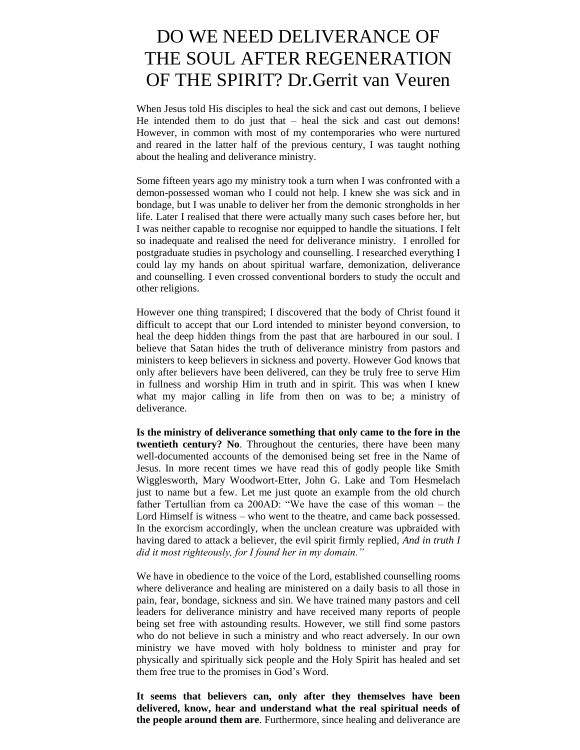# DO WE NEED DELIVERANCE OF THE SOUL AFTER REGENERATION OF THE SPIRIT? Dr.Gerrit van Veuren

When Jesus told His disciples to heal the sick and cast out demons, I believe He intended them to do just that – heal the sick and cast out demons! However, in common with most of my contemporaries who were nurtured and reared in the latter half of the previous century, I was taught nothing about the healing and deliverance ministry.

Some fifteen years ago my ministry took a turn when I was confronted with a demon-possessed woman who I could not help. I knew she was sick and in bondage, but I was unable to deliver her from the demonic strongholds in her life. Later I realised that there were actually many such cases before her, but I was neither capable to recognise nor equipped to handle the situations. I felt so inadequate and realised the need for deliverance ministry. I enrolled for postgraduate studies in psychology and counselling. I researched everything I could lay my hands on about spiritual warfare, demonization, deliverance and counselling. I even crossed conventional borders to study the occult and other religions.

However one thing transpired; I discovered that the body of Christ found it difficult to accept that our Lord intended to minister beyond conversion, to heal the deep hidden things from the past that are harboured in our soul. I believe that Satan hides the truth of deliverance ministry from pastors and ministers to keep believers in sickness and poverty. However God knows that only after believers have been delivered, can they be truly free to serve Him in fullness and worship Him in truth and in spirit. This was when I knew what my major calling in life from then on was to be; a ministry of deliverance.

**Is the ministry of deliverance something that only came to the fore in the twentieth century? No**. Throughout the centuries, there have been many well-documented accounts of the demonised being set free in the Name of Jesus. In more recent times we have read this of godly people like Smith Wigglesworth, Mary Woodwort-Etter, John G. Lake and Tom Hesmelach just to name but a few. Let me just quote an example from the old church father Tertullian from ca 200AD: "We have the case of this woman – the Lord Himself is witness – who went to the theatre, and came back possessed. In the exorcism accordingly, when the unclean creature was upbraided with having dared to attack a believer, the evil spirit firmly replied, *And in truth I did it most righteously, for I found her in my domain."*

We have in obedience to the voice of the Lord, established counselling rooms where deliverance and healing are ministered on a daily basis to all those in pain, fear, bondage, sickness and sin. We have trained many pastors and cell leaders for deliverance ministry and have received many reports of people being set free with astounding results. However, we still find some pastors who do not believe in such a ministry and who react adversely. In our own ministry we have moved with holy boldness to minister and pray for physically and spiritually sick people and the Holy Spirit has healed and set them free true to the promises in God's Word.

**It seems that believers can, only after they themselves have been delivered, know, hear and understand what the real spiritual needs of the people around them are**. Furthermore, since healing and deliverance are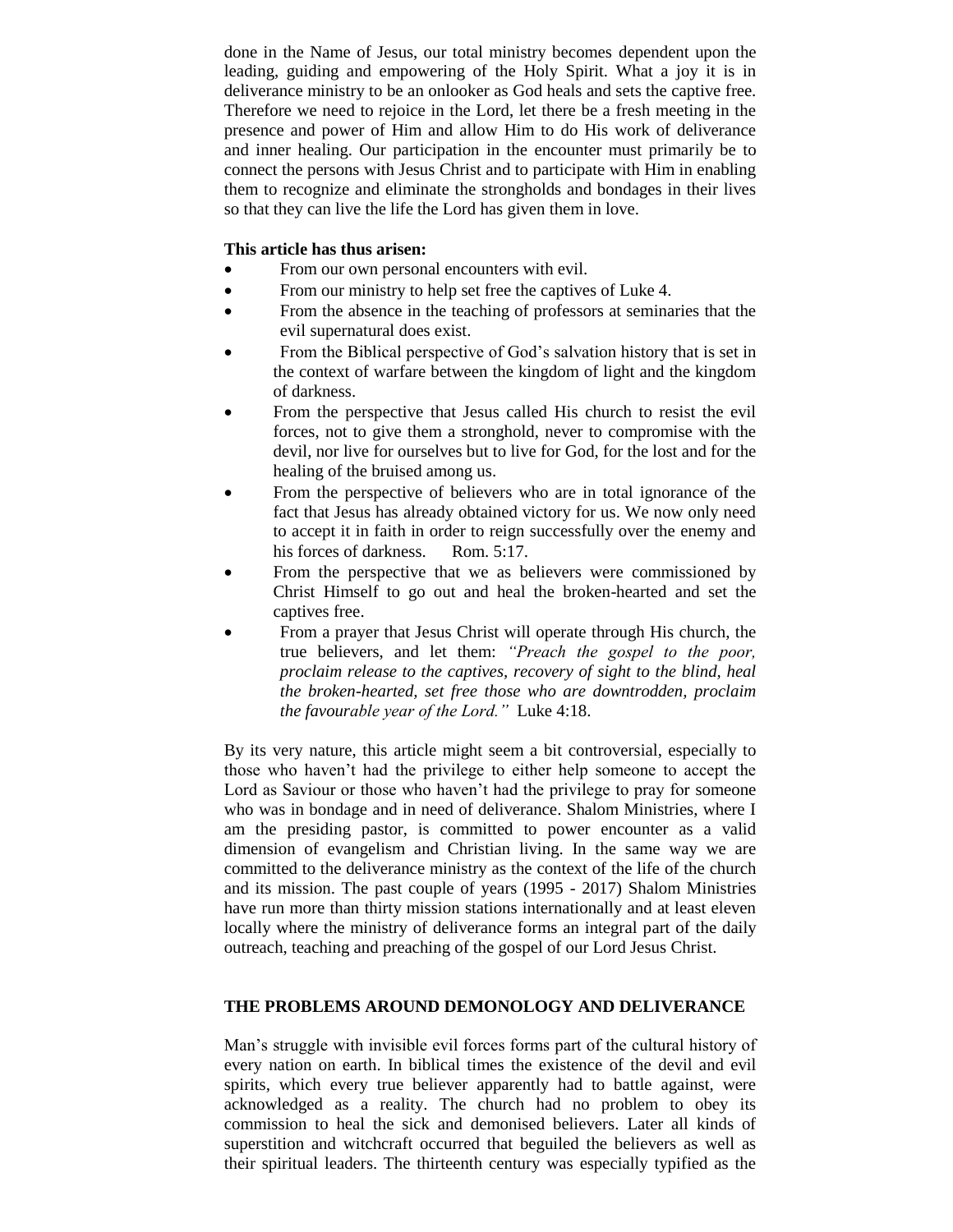done in the Name of Jesus, our total ministry becomes dependent upon the leading, guiding and empowering of the Holy Spirit. What a joy it is in deliverance ministry to be an onlooker as God heals and sets the captive free. Therefore we need to rejoice in the Lord, let there be a fresh meeting in the presence and power of Him and allow Him to do His work of deliverance and inner healing. Our participation in the encounter must primarily be to connect the persons with Jesus Christ and to participate with Him in enabling them to recognize and eliminate the strongholds and bondages in their lives so that they can live the life the Lord has given them in love.

**This article has thus arisen:**

- From our own personal encounters with evil.
- From our ministry to help set free the captives of Luke 4.
- From the absence in the teaching of professors at seminaries that the evil supernatural does exist.
- From the Biblical perspective of God's salvation history that is set in the context of warfare between the kingdom of light and the kingdom of darkness.
- From the perspective that Jesus called His church to resist the evil forces, not to give them a stronghold, never to compromise with the devil, nor live for ourselves but to live for God, for the lost and for the healing of the bruised among us.
- From the perspective of believers who are in total ignorance of the fact that Jesus has already obtained victory for us. We now only need to accept it in faith in order to reign successfully over the enemy and his forces of darkness. Rom. 5:17.
- From the perspective that we as believers were commissioned by Christ Himself to go out and heal the broken-hearted and set the captives free.
- From a prayer that Jesus Christ will operate through His church, the true believers, and let them: *"Preach the gospel to the poor, proclaim release to the captives, recovery of sight to the blind, heal the broken-hearted, set free those who are downtrodden, proclaim the favourable year of the Lord."* Luke 4:18.

By its very nature, this article might seem a bit controversial, especially to those who haven't had the privilege to either help someone to accept the Lord as Saviour or those who haven't had the privilege to pray for someone who was in bondage and in need of deliverance. Shalom Ministries, where I am the presiding pastor, is committed to power encounter as a valid dimension of evangelism and Christian living. In the same way we are committed to the deliverance ministry as the context of the life of the church and its mission. The past couple of years (1995 - 2017) Shalom Ministries have run more than thirty mission stations internationally and at least eleven locally where the ministry of deliverance forms an integral part of the daily outreach, teaching and preaching of the gospel of our Lord Jesus Christ.

## THE PROBLEMS AROUND DEMONOLOGY AND DELIVERANCE

Man's struggle with invisible evil forces forms part of the cultural history of every nation on earth. In biblical times the existence of the devil and evil spirits, which every true believer apparently had to battle against, were acknowledged as a reality. The church had no problem to obey its commission to heal the sick and demonised believers. Later all kinds of superstition and witchcraft occurred that beguiled the believers as well as their spiritual leaders. The thirteenth century was especially typified as the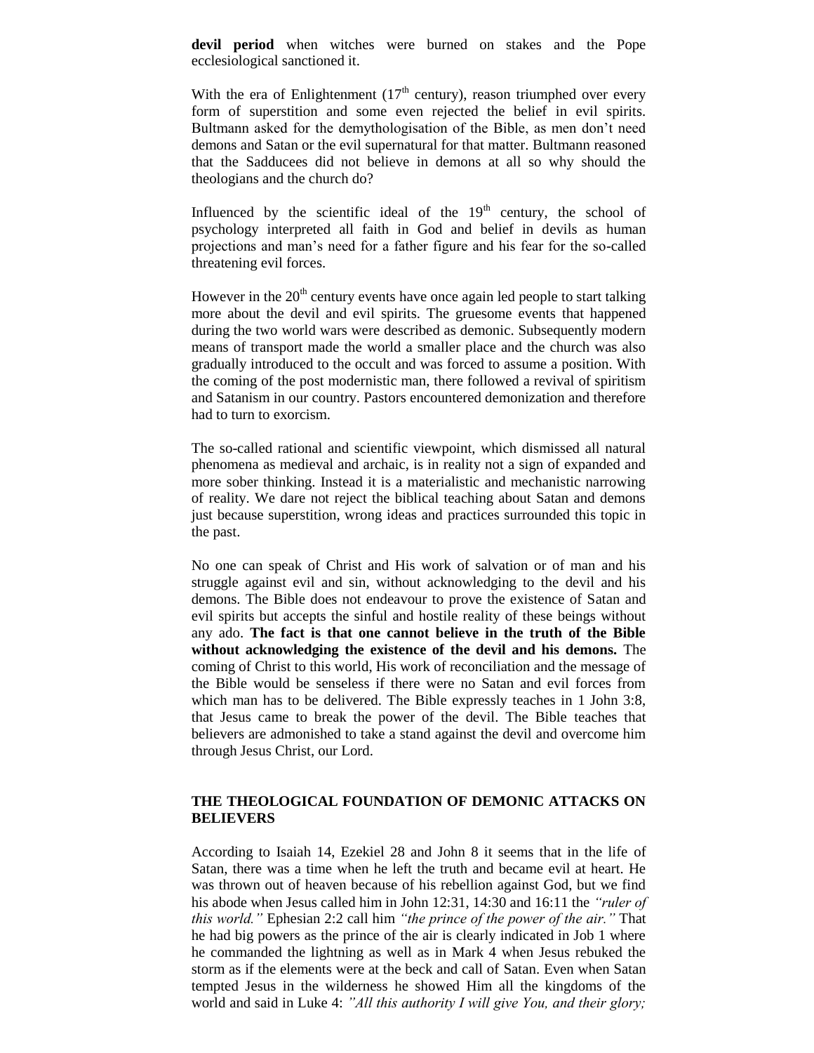**devil period** when witches were burned on stakes and the Pope ecclesiological sanctioned it.

With the era of Enlightenment ($17^{th}$ century), reason triumphed over every form of superstition and some even rejected the belief in evil spirits. Bultmann asked for the demythologisation of the Bible, as men don't need demons and Satan or the evil supernatural for that matter. Bultmann reasoned that the Sadducees did not believe in demons at all so why should the theologians and the church do?

Influenced by the scientific ideal of the $19^{th}$ century, the school of psychology interpreted all faith in God and belief in devils as human projections and man's need for a father figure and his fear for the so-called threatening evil forces.

However in the $20^{th}$ century events have once again led people to start talking more about the devil and evil spirits. The gruesome events that happened during the two world wars were described as demonic. Subsequently modern means of transport made the world a smaller place and the church was also gradually introduced to the occult and was forced to assume a position. With the coming of the post modernistic man, there followed a revival of spiritism and Satanism in our country. Pastors encountered demonization and therefore had to turn to exorcism.

The so-called rational and scientific viewpoint, which dismissed all natural phenomena as medieval and archaic, is in reality not a sign of expanded and more sober thinking. Instead it is a materialistic and mechanistic narrowing of reality. We dare not reject the biblical teaching about Satan and demons just because superstition, wrong ideas and practices surrounded this topic in the past.

No one can speak of Christ and His work of salvation or of man and his struggle against evil and sin, without acknowledging to the devil and his demons. The Bible does not endeavour to prove the existence of Satan and evil spirits but accepts the sinful and hostile reality of these beings without any ado. **The fact is that one cannot believe in the truth of the Bible without acknowledging the existence of the devil and his demons.** The coming of Christ to this world, His work of reconciliation and the message of the Bible would be senseless if there were no Satan and evil forces from which man has to be delivered. The Bible expressly teaches in 1 John 3:8, that Jesus came to break the power of the devil. The Bible teaches that believers are admonished to take a stand against the devil and overcome him through Jesus Christ, our Lord.

## THE THEOLOGICAL FOUNDATION OF DEMONIC ATTACKS ON BELIEVERS

According to Isaiah 14, Ezekiel 28 and John 8 it seems that in the life of Satan, there was a time when he left the truth and became evil at heart. He was thrown out of heaven because of his rebellion against God, but we find his abode when Jesus called him in John 12:31, 14:30 and 16:11 the *"ruler of this world."* Ephesian 2:2 call him *"the prince of the power of the air."* That he had big powers as the prince of the air is clearly indicated in Job 1 where he commanded the lightning as well as in Mark 4 when Jesus rebuked the storm as if the elements were at the beck and call of Satan. Even when Satan tempted Jesus in the wilderness he showed Him all the kingdoms of the world and said in Luke 4: *"All this authority I will give You, and their glory;*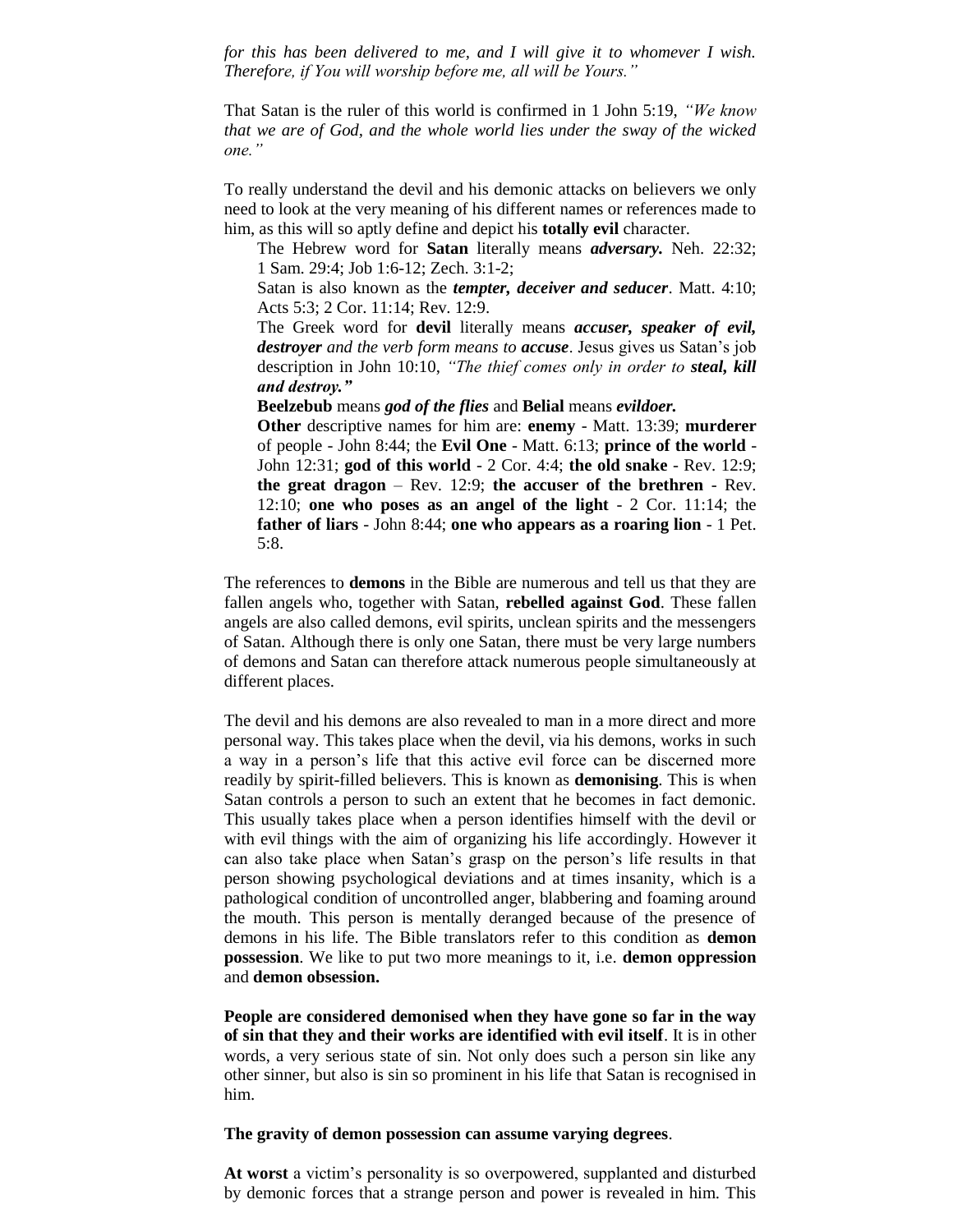*for this has been delivered to me, and I will give it to whomever I wish. Therefore, if You will worship before me, all will be Yours."*

That Satan is the ruler of this world is confirmed in 1 John 5:19, *"We know that we are of God, and the whole world lies under the sway of the wicked one."*

To really understand the devil and his demonic attacks on believers we only need to look at the very meaning of his different names or references made to him, as this will so aptly define and depict his **totally evil** character.

The Hebrew word for **Satan** literally means ***adversary.*** Neh. 22:32; 1 Sam. 29:4; Job 1:6-12; Zech. 3:1-2;

Satan is also known as the ***tempter, deceiver and seducer***. Matt. 4:10; Acts 5:3; 2 Cor. 11:14; Rev. 12:9.

The Greek word for **devil** literally means ***accuser, speaker of evil, destroyer*** *and the verb form means to* ***accuse***. Jesus gives us Satan's job description in John 10:10, *"The thief comes only in order to* ***steal, kill and destroy."***

**Beelzebub** means ***god of the flies*** and **Belial** means ***evildoer.***

**Other** descriptive names for him are: **enemy** - Matt. 13:39; **murderer** of people - John 8:44; the **Evil One** - Matt. 6:13; **prince of the world** - John 12:31; **god of this world** - 2 Cor. 4:4; **the old snake** - Rev. 12:9; **the great dragon** – Rev. 12:9; **the accuser of the brethren** - Rev. 12:10; **one who poses as an angel of the light** - 2 Cor. 11:14; the **father of liars** - John 8:44; **one who appears as a roaring lion** - 1 Pet. 5:8.

The references to **demons** in the Bible are numerous and tell us that they are fallen angels who, together with Satan, **rebelled against God**. These fallen angels are also called demons, evil spirits, unclean spirits and the messengers of Satan. Although there is only one Satan, there must be very large numbers of demons and Satan can therefore attack numerous people simultaneously at different places.

The devil and his demons are also revealed to man in a more direct and more personal way. This takes place when the devil, via his demons, works in such a way in a person's life that this active evil force can be discerned more readily by spirit-filled believers. This is known as **demonising**. This is when Satan controls a person to such an extent that he becomes in fact demonic. This usually takes place when a person identifies himself with the devil or with evil things with the aim of organizing his life accordingly. However it can also take place when Satan's grasp on the person's life results in that person showing psychological deviations and at times insanity, which is a pathological condition of uncontrolled anger, blabbering and foaming around the mouth. This person is mentally deranged because of the presence of demons in his life. The Bible translators refer to this condition as **demon possession**. We like to put two more meanings to it, i.e. **demon oppression** and **demon obsession.**

**People are considered demonised when they have gone so far in the way of sin that they and their works are identified with evil itself**. It is in other words, a very serious state of sin. Not only does such a person sin like any other sinner, but also is sin so prominent in his life that Satan is recognised in him.

**The gravity of demon possession can assume varying degrees**.

**At worst** a victim's personality is so overpowered, supplanted and disturbed by demonic forces that a strange person and power is revealed in him. This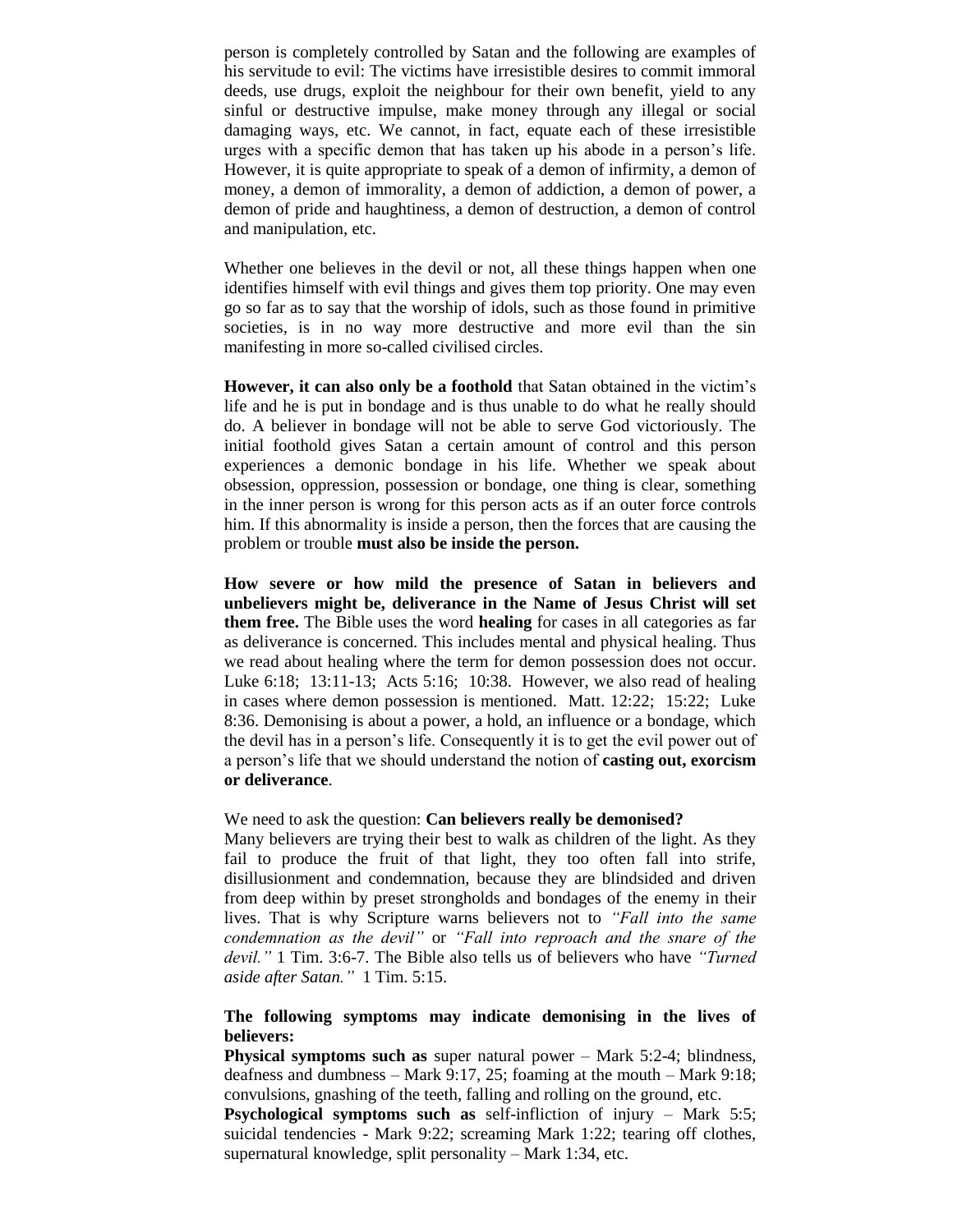person is completely controlled by Satan and the following are examples of his servitude to evil: The victims have irresistible desires to commit immoral deeds, use drugs, exploit the neighbour for their own benefit, yield to any sinful or destructive impulse, make money through any illegal or social damaging ways, etc. We cannot, in fact, equate each of these irresistible urges with a specific demon that has taken up his abode in a person's life. However, it is quite appropriate to speak of a demon of infirmity, a demon of money, a demon of immorality, a demon of addiction, a demon of power, a demon of pride and haughtiness, a demon of destruction, a demon of control and manipulation, etc.

Whether one believes in the devil or not, all these things happen when one identifies himself with evil things and gives them top priority. One may even go so far as to say that the worship of idols, such as those found in primitive societies, is in no way more destructive and more evil than the sin manifesting in more so-called civilised circles.

**However, it can also only be a foothold** that Satan obtained in the victim's life and he is put in bondage and is thus unable to do what he really should do. A believer in bondage will not be able to serve God victoriously. The initial foothold gives Satan a certain amount of control and this person experiences a demonic bondage in his life. Whether we speak about obsession, oppression, possession or bondage, one thing is clear, something in the inner person is wrong for this person acts as if an outer force controls him. If this abnormality is inside a person, then the forces that are causing the problem or trouble **must also be inside the person.**

**How severe or how mild the presence of Satan in believers and unbelievers might be, deliverance in the Name of Jesus Christ will set them free.** The Bible uses the word **healing** for cases in all categories as far as deliverance is concerned. This includes mental and physical healing. Thus we read about healing where the term for demon possession does not occur. Luke 6:18; 13:11-13; Acts 5:16; 10:38. However, we also read of healing in cases where demon possession is mentioned. Matt. 12:22; 15:22; Luke 8:36. Demonising is about a power, a hold, an influence or a bondage, which the devil has in a person's life. Consequently it is to get the evil power out of a person's life that we should understand the notion of **casting out, exorcism or deliverance**.

We need to ask the question: **Can believers really be demonised?**
Many believers are trying their best to walk as children of the light. As they fail to produce the fruit of that light, they too often fall into strife, disillusionment and condemnation, because they are blindsided and driven from deep within by preset strongholds and bondages of the enemy in their lives. That is why Scripture warns believers not to *"Fall into the same condemnation as the devil"* or *"Fall into reproach and the snare of the devil."* 1 Tim. 3:6-7. The Bible also tells us of believers who have *"Turned aside after Satan."* 1 Tim. 5:15.

**The following symptoms may indicate demonising in the lives of believers:**
**Physical symptoms such as** super natural power – Mark 5:2-4; blindness, deafness and dumbness – Mark 9:17, 25; foaming at the mouth – Mark 9:18; convulsions, gnashing of the teeth, falling and rolling on the ground, etc.
**Psychological symptoms such as** self-infliction of injury – Mark 5:5; suicidal tendencies - Mark 9:22; screaming Mark 1:22; tearing off clothes, supernatural knowledge, split personality – Mark 1:34, etc.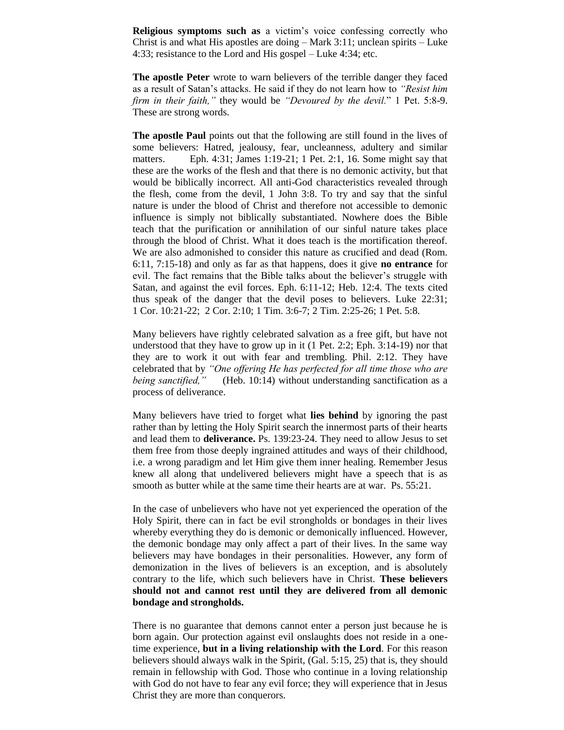**Religious symptoms such as** a victim's voice confessing correctly who Christ is and what His apostles are doing – Mark 3:11; unclean spirits – Luke 4:33; resistance to the Lord and His gospel – Luke 4:34; etc.

**The apostle Peter** wrote to warn believers of the terrible danger they faced as a result of Satan's attacks. He said if they do not learn how to *"Resist him firm in their faith,"* they would be *"Devoured by the devil.*" 1 Pet. 5:8-9. These are strong words.

**The apostle Paul** points out that the following are still found in the lives of some believers: Hatred, jealousy, fear, uncleanness, adultery and similar matters. Eph. 4:31; James 1:19-21; 1 Pet. 2:1, 16. Some might say that these are the works of the flesh and that there is no demonic activity, but that would be biblically incorrect. All anti-God characteristics revealed through the flesh, come from the devil, 1 John 3:8. To try and say that the sinful nature is under the blood of Christ and therefore not accessible to demonic influence is simply not biblically substantiated. Nowhere does the Bible teach that the purification or annihilation of our sinful nature takes place through the blood of Christ. What it does teach is the mortification thereof. We are also admonished to consider this nature as crucified and dead (Rom. 6:11, 7:15-18) and only as far as that happens, does it give **no entrance** for evil. The fact remains that the Bible talks about the believer's struggle with Satan, and against the evil forces. Eph. 6:11-12; Heb. 12:4. The texts cited thus speak of the danger that the devil poses to believers. Luke 22:31; 1 Cor. 10:21-22; 2 Cor. 2:10; 1 Tim. 3:6-7; 2 Tim. 2:25-26; 1 Pet. 5:8.

Many believers have rightly celebrated salvation as a free gift, but have not understood that they have to grow up in it (1 Pet. 2:2; Eph. 3:14-19) nor that they are to work it out with fear and trembling. Phil. 2:12. They have celebrated that by *"One offering He has perfected for all time those who are being sanctified,"* (Heb. 10:14) without understanding sanctification as a process of deliverance.

Many believers have tried to forget what **lies behind** by ignoring the past rather than by letting the Holy Spirit search the innermost parts of their hearts and lead them to **deliverance.** Ps. 139:23-24. They need to allow Jesus to set them free from those deeply ingrained attitudes and ways of their childhood, i.e. a wrong paradigm and let Him give them inner healing. Remember Jesus knew all along that undelivered believers might have a speech that is as smooth as butter while at the same time their hearts are at war. Ps. 55:21.

In the case of unbelievers who have not yet experienced the operation of the Holy Spirit, there can in fact be evil strongholds or bondages in their lives whereby everything they do is demonic or demonically influenced. However, the demonic bondage may only affect a part of their lives. In the same way believers may have bondages in their personalities. However, any form of demonization in the lives of believers is an exception, and is absolutely contrary to the life, which such believers have in Christ. **These believers should not and cannot rest until they are delivered from all demonic bondage and strongholds.**

There is no guarantee that demons cannot enter a person just because he is born again. Our protection against evil onslaughts does not reside in a one-time experience, **but in a living relationship with the Lord**. For this reason believers should always walk in the Spirit, (Gal. 5:15, 25) that is, they should remain in fellowship with God. Those who continue in a loving relationship with God do not have to fear any evil force; they will experience that in Jesus Christ they are more than conquerors.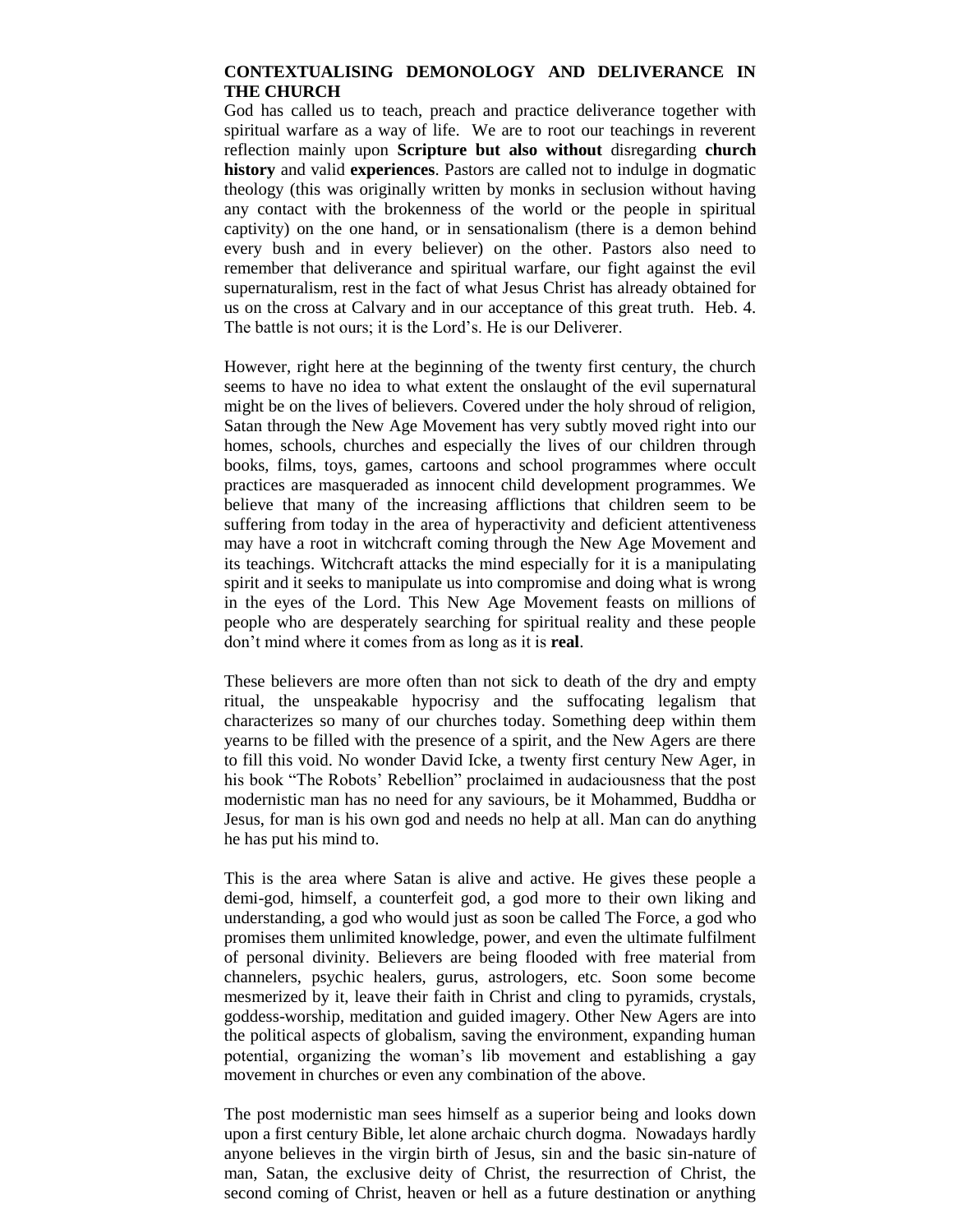## CONTEXTUALISING DEMONOLOGY AND DELIVERANCE IN THE CHURCH

God has called us to teach, preach and practice deliverance together with spiritual warfare as a way of life. We are to root our teachings in reverent reflection mainly upon **Scripture but also without** disregarding **church history** and valid **experiences**. Pastors are called not to indulge in dogmatic theology (this was originally written by monks in seclusion without having any contact with the brokenness of the world or the people in spiritual captivity) on the one hand, or in sensationalism (there is a demon behind every bush and in every believer) on the other. Pastors also need to remember that deliverance and spiritual warfare, our fight against the evil supernaturalism, rest in the fact of what Jesus Christ has already obtained for us on the cross at Calvary and in our acceptance of this great truth. Heb. 4. The battle is not ours; it is the Lord's. He is our Deliverer.

However, right here at the beginning of the twenty first century, the church seems to have no idea to what extent the onslaught of the evil supernatural might be on the lives of believers. Covered under the holy shroud of religion, Satan through the New Age Movement has very subtly moved right into our homes, schools, churches and especially the lives of our children through books, films, toys, games, cartoons and school programmes where occult practices are masqueraded as innocent child development programmes. We believe that many of the increasing afflictions that children seem to be suffering from today in the area of hyperactivity and deficient attentiveness may have a root in witchcraft coming through the New Age Movement and its teachings. Witchcraft attacks the mind especially for it is a manipulating spirit and it seeks to manipulate us into compromise and doing what is wrong in the eyes of the Lord. This New Age Movement feasts on millions of people who are desperately searching for spiritual reality and these people don't mind where it comes from as long as it is **real**.

These believers are more often than not sick to death of the dry and empty ritual, the unspeakable hypocrisy and the suffocating legalism that characterizes so many of our churches today. Something deep within them yearns to be filled with the presence of a spirit, and the New Agers are there to fill this void. No wonder David Icke, a twenty first century New Ager, in his book "The Robots' Rebellion" proclaimed in audaciousness that the post modernistic man has no need for any saviours, be it Mohammed, Buddha or Jesus, for man is his own god and needs no help at all. Man can do anything he has put his mind to.

This is the area where Satan is alive and active. He gives these people a demi-god, himself, a counterfeit god, a god more to their own liking and understanding, a god who would just as soon be called The Force, a god who promises them unlimited knowledge, power, and even the ultimate fulfilment of personal divinity. Believers are being flooded with free material from channelers, psychic healers, gurus, astrologers, etc. Soon some become mesmerized by it, leave their faith in Christ and cling to pyramids, crystals, goddess-worship, meditation and guided imagery. Other New Agers are into the political aspects of globalism, saving the environment, expanding human potential, organizing the woman's lib movement and establishing a gay movement in churches or even any combination of the above.

The post modernistic man sees himself as a superior being and looks down upon a first century Bible, let alone archaic church dogma. Nowadays hardly anyone believes in the virgin birth of Jesus, sin and the basic sin-nature of man, Satan, the exclusive deity of Christ, the resurrection of Christ, the second coming of Christ, heaven or hell as a future destination or anything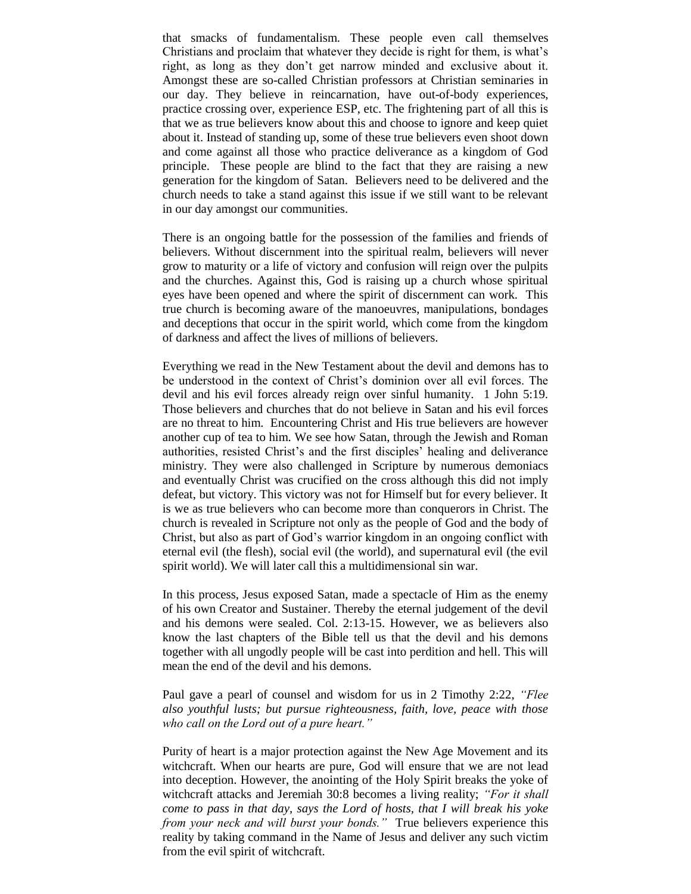that smacks of fundamentalism. These people even call themselves Christians and proclaim that whatever they decide is right for them, is what's right, as long as they don't get narrow minded and exclusive about it. Amongst these are so-called Christian professors at Christian seminaries in our day. They believe in reincarnation, have out-of-body experiences, practice crossing over, experience ESP, etc. The frightening part of all this is that we as true believers know about this and choose to ignore and keep quiet about it. Instead of standing up, some of these true believers even shoot down and come against all those who practice deliverance as a kingdom of God principle. These people are blind to the fact that they are raising a new generation for the kingdom of Satan. Believers need to be delivered and the church needs to take a stand against this issue if we still want to be relevant in our day amongst our communities.

There is an ongoing battle for the possession of the families and friends of believers. Without discernment into the spiritual realm, believers will never grow to maturity or a life of victory and confusion will reign over the pulpits and the churches. Against this, God is raising up a church whose spiritual eyes have been opened and where the spirit of discernment can work. This true church is becoming aware of the manoeuvres, manipulations, bondages and deceptions that occur in the spirit world, which come from the kingdom of darkness and affect the lives of millions of believers.

Everything we read in the New Testament about the devil and demons has to be understood in the context of Christ's dominion over all evil forces. The devil and his evil forces already reign over sinful humanity. 1 John 5:19. Those believers and churches that do not believe in Satan and his evil forces are no threat to him. Encountering Christ and His true believers are however another cup of tea to him. We see how Satan, through the Jewish and Roman authorities, resisted Christ's and the first disciples' healing and deliverance ministry. They were also challenged in Scripture by numerous demoniacs and eventually Christ was crucified on the cross although this did not imply defeat, but victory. This victory was not for Himself but for every believer. It is we as true believers who can become more than conquerors in Christ. The church is revealed in Scripture not only as the people of God and the body of Christ, but also as part of God's warrior kingdom in an ongoing conflict with eternal evil (the flesh), social evil (the world), and supernatural evil (the evil spirit world). We will later call this a multidimensional sin war.

In this process, Jesus exposed Satan, made a spectacle of Him as the enemy of his own Creator and Sustainer. Thereby the eternal judgement of the devil and his demons were sealed. Col. 2:13-15. However, we as believers also know the last chapters of the Bible tell us that the devil and his demons together with all ungodly people will be cast into perdition and hell. This will mean the end of the devil and his demons.

Paul gave a pearl of counsel and wisdom for us in 2 Timothy 2:22, *"Flee also youthful lusts; but pursue righteousness, faith, love, peace with those who call on the Lord out of a pure heart."*

Purity of heart is a major protection against the New Age Movement and its witchcraft. When our hearts are pure, God will ensure that we are not lead into deception. However, the anointing of the Holy Spirit breaks the yoke of witchcraft attacks and Jeremiah 30:8 becomes a living reality; *"For it shall come to pass in that day, says the Lord of hosts, that I will break his yoke from your neck and will burst your bonds."* True believers experience this reality by taking command in the Name of Jesus and deliver any such victim from the evil spirit of witchcraft.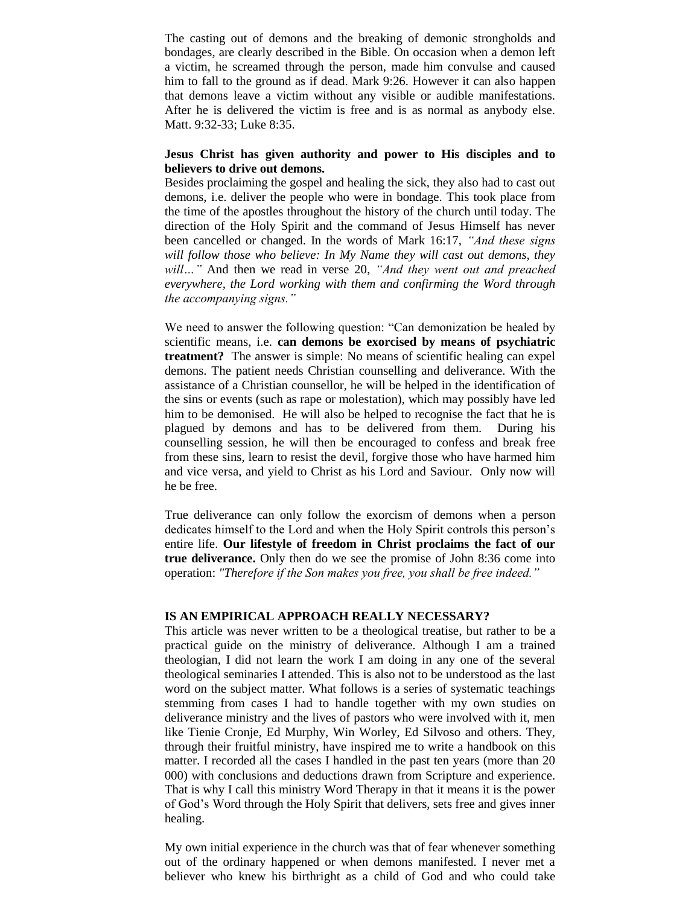The casting out of demons and the breaking of demonic strongholds and bondages, are clearly described in the Bible. On occasion when a demon left a victim, he screamed through the person, made him convulse and caused him to fall to the ground as if dead. Mark 9:26. However it can also happen that demons leave a victim without any visible or audible manifestations. After he is delivered the victim is free and is as normal as anybody else. Matt. 9:32-33; Luke 8:35.

**Jesus Christ has given authority and power to His disciples and to believers to drive out demons.**
Besides proclaiming the gospel and healing the sick, they also had to cast out demons, i.e. deliver the people who were in bondage. This took place from the time of the apostles throughout the history of the church until today. The direction of the Holy Spirit and the command of Jesus Himself has never been cancelled or changed. In the words of Mark 16:17, *"And these signs will follow those who believe: In My Name they will cast out demons, they will…"* And then we read in verse 20, *"And they went out and preached everywhere, the Lord working with them and confirming the Word through the accompanying signs."*

We need to answer the following question: "Can demonization be healed by scientific means, i.e. **can demons be exorcised by means of psychiatric treatment?** The answer is simple: No means of scientific healing can expel demons. The patient needs Christian counselling and deliverance. With the assistance of a Christian counsellor, he will be helped in the identification of the sins or events (such as rape or molestation), which may possibly have led him to be demonised. He will also be helped to recognise the fact that he is plagued by demons and has to be delivered from them. During his counselling session, he will then be encouraged to confess and break free from these sins, learn to resist the devil, forgive those who have harmed him and vice versa, and yield to Christ as his Lord and Saviour. Only now will he be free.

True deliverance can only follow the exorcism of demons when a person dedicates himself to the Lord and when the Holy Spirit controls this person's entire life. **Our lifestyle of freedom in Christ proclaims the fact of our true deliverance.** Only then do we see the promise of John 8:36 come into operation: *"Therefore if the Son makes you free, you shall be free indeed."*

## IS AN EMPIRICAL APPROACH REALLY NECESSARY?

This article was never written to be a theological treatise, but rather to be a practical guide on the ministry of deliverance. Although I am a trained theologian, I did not learn the work I am doing in any one of the several theological seminaries I attended. This is also not to be understood as the last word on the subject matter. What follows is a series of systematic teachings stemming from cases I had to handle together with my own studies on deliverance ministry and the lives of pastors who were involved with it, men like Tienie Cronje, Ed Murphy, Win Worley, Ed Silvoso and others. They, through their fruitful ministry, have inspired me to write a handbook on this matter. I recorded all the cases I handled in the past ten years (more than 20 000) with conclusions and deductions drawn from Scripture and experience. That is why I call this ministry Word Therapy in that it means it is the power of God's Word through the Holy Spirit that delivers, sets free and gives inner healing.

My own initial experience in the church was that of fear whenever something out of the ordinary happened or when demons manifested. I never met a believer who knew his birthright as a child of God and who could take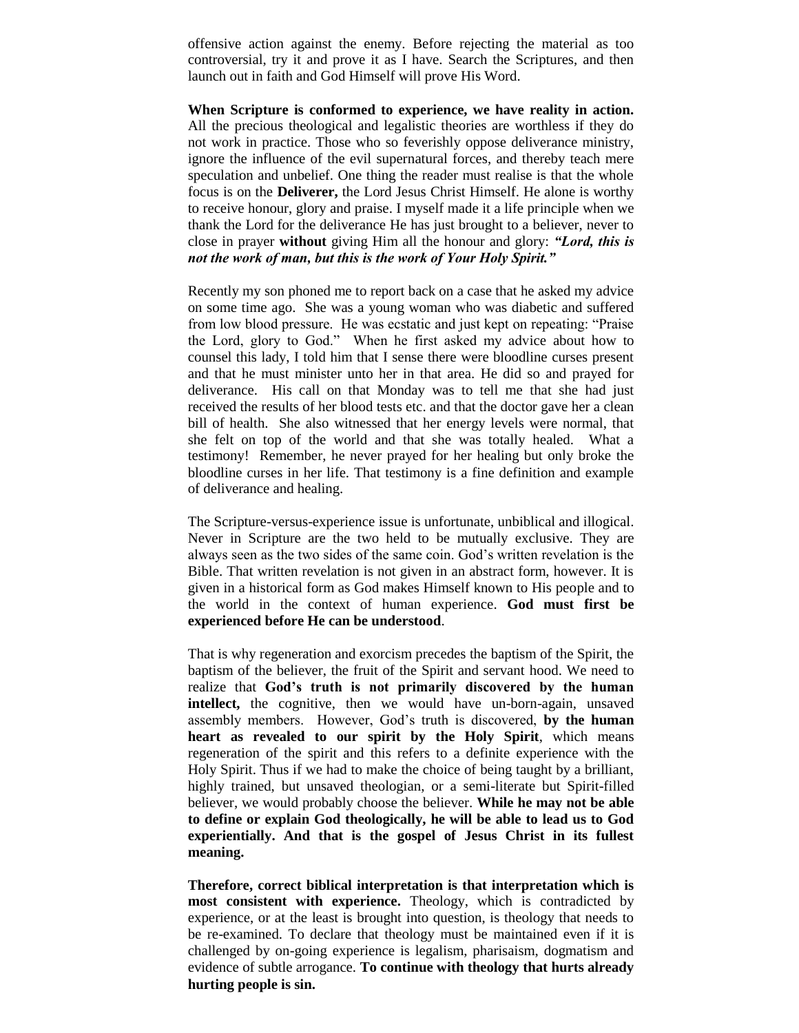offensive action against the enemy. Before rejecting the material as too controversial, try it and prove it as I have. Search the Scriptures, and then launch out in faith and God Himself will prove His Word.

**When Scripture is conformed to experience, we have reality in action.** All the precious theological and legalistic theories are worthless if they do not work in practice. Those who so feverishly oppose deliverance ministry, ignore the influence of the evil supernatural forces, and thereby teach mere speculation and unbelief. One thing the reader must realise is that the whole focus is on the **Deliverer,** the Lord Jesus Christ Himself. He alone is worthy to receive honour, glory and praise. I myself made it a life principle when we thank the Lord for the deliverance He has just brought to a believer, never to close in prayer **without** giving Him all the honour and glory: ***"Lord, this is not the work of man, but this is the work of Your Holy Spirit."***

Recently my son phoned me to report back on a case that he asked my advice on some time ago. She was a young woman who was diabetic and suffered from low blood pressure. He was ecstatic and just kept on repeating: "Praise the Lord, glory to God." When he first asked my advice about how to counsel this lady, I told him that I sense there were bloodline curses present and that he must minister unto her in that area. He did so and prayed for deliverance. His call on that Monday was to tell me that she had just received the results of her blood tests etc. and that the doctor gave her a clean bill of health. She also witnessed that her energy levels were normal, that she felt on top of the world and that she was totally healed. What a testimony! Remember, he never prayed for her healing but only broke the bloodline curses in her life. That testimony is a fine definition and example of deliverance and healing.

The Scripture-versus-experience issue is unfortunate, unbiblical and illogical. Never in Scripture are the two held to be mutually exclusive. They are always seen as the two sides of the same coin. God's written revelation is the Bible. That written revelation is not given in an abstract form, however. It is given in a historical form as God makes Himself known to His people and to the world in the context of human experience. **God must first be experienced before He can be understood**.

That is why regeneration and exorcism precedes the baptism of the Spirit, the baptism of the believer, the fruit of the Spirit and servant hood. We need to realize that **God's truth is not primarily discovered by the human intellect,** the cognitive, then we would have un-born-again, unsaved assembly members. However, God's truth is discovered, **by the human heart as revealed to our spirit by the Holy Spirit**, which means regeneration of the spirit and this refers to a definite experience with the Holy Spirit. Thus if we had to make the choice of being taught by a brilliant, highly trained, but unsaved theologian, or a semi-literate but Spirit-filled believer, we would probably choose the believer. **While he may not be able to define or explain God theologically, he will be able to lead us to God experientially. And that is the gospel of Jesus Christ in its fullest meaning.**

**Therefore, correct biblical interpretation is that interpretation which is most consistent with experience.** Theology, which is contradicted by experience, or at the least is brought into question, is theology that needs to be re-examined. To declare that theology must be maintained even if it is challenged by on-going experience is legalism, pharisaism, dogmatism and evidence of subtle arrogance. **To continue with theology that hurts already hurting people is sin.**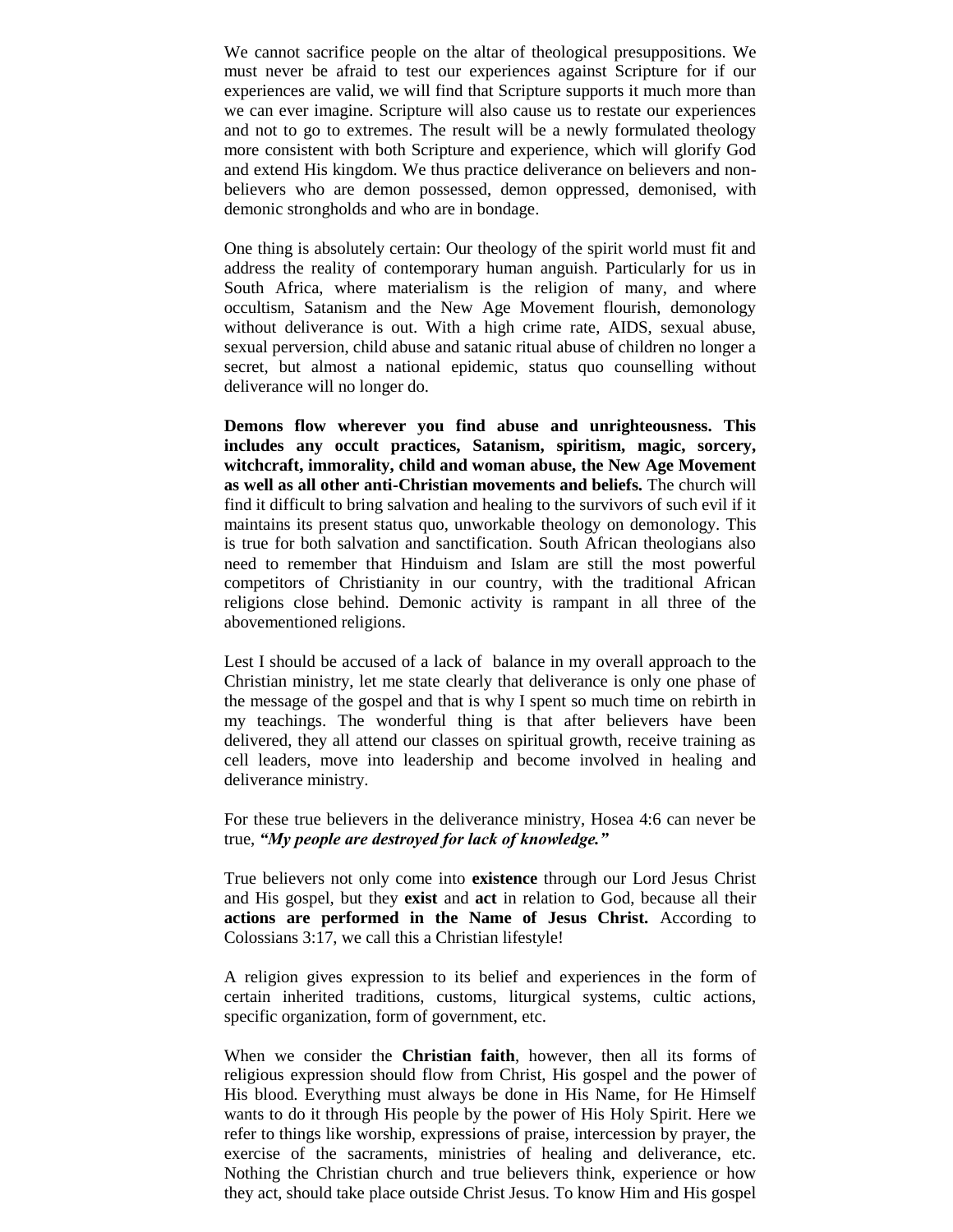We cannot sacrifice people on the altar of theological presuppositions. We must never be afraid to test our experiences against Scripture for if our experiences are valid, we will find that Scripture supports it much more than we can ever imagine. Scripture will also cause us to restate our experiences and not to go to extremes. The result will be a newly formulated theology more consistent with both Scripture and experience, which will glorify God and extend His kingdom. We thus practice deliverance on believers and non-believers who are demon possessed, demon oppressed, demonised, with demonic strongholds and who are in bondage.

One thing is absolutely certain: Our theology of the spirit world must fit and address the reality of contemporary human anguish. Particularly for us in South Africa, where materialism is the religion of many, and where occultism, Satanism and the New Age Movement flourish, demonology without deliverance is out. With a high crime rate, AIDS, sexual abuse, sexual perversion, child abuse and satanic ritual abuse of children no longer a secret, but almost a national epidemic, status quo counselling without deliverance will no longer do.

**Demons flow wherever you find abuse and unrighteousness. This includes any occult practices, Satanism, spiritism, magic, sorcery, witchcraft, immorality, child and woman abuse, the New Age Movement as well as all other anti-Christian movements and beliefs.** The church will find it difficult to bring salvation and healing to the survivors of such evil if it maintains its present status quo, unworkable theology on demonology. This is true for both salvation and sanctification. South African theologians also need to remember that Hinduism and Islam are still the most powerful competitors of Christianity in our country, with the traditional African religions close behind. Demonic activity is rampant in all three of the abovementioned religions.

Lest I should be accused of a lack of balance in my overall approach to the Christian ministry, let me state clearly that deliverance is only one phase of the message of the gospel and that is why I spent so much time on rebirth in my teachings. The wonderful thing is that after believers have been delivered, they all attend our classes on spiritual growth, receive training as cell leaders, move into leadership and become involved in healing and deliverance ministry.

For these true believers in the deliverance ministry, Hosea 4:6 can never be true, ***"My people are destroyed for lack of knowledge."***

True believers not only come into **existence** through our Lord Jesus Christ and His gospel, but they **exist** and **act** in relation to God, because all their **actions are performed in the Name of Jesus Christ.** According to Colossians 3:17, we call this a Christian lifestyle!

A religion gives expression to its belief and experiences in the form of certain inherited traditions, customs, liturgical systems, cultic actions, specific organization, form of government, etc.

When we consider the **Christian faith**, however, then all its forms of religious expression should flow from Christ, His gospel and the power of His blood. Everything must always be done in His Name, for He Himself wants to do it through His people by the power of His Holy Spirit. Here we refer to things like worship, expressions of praise, intercession by prayer, the exercise of the sacraments, ministries of healing and deliverance, etc. Nothing the Christian church and true believers think, experience or how they act, should take place outside Christ Jesus. To know Him and His gospel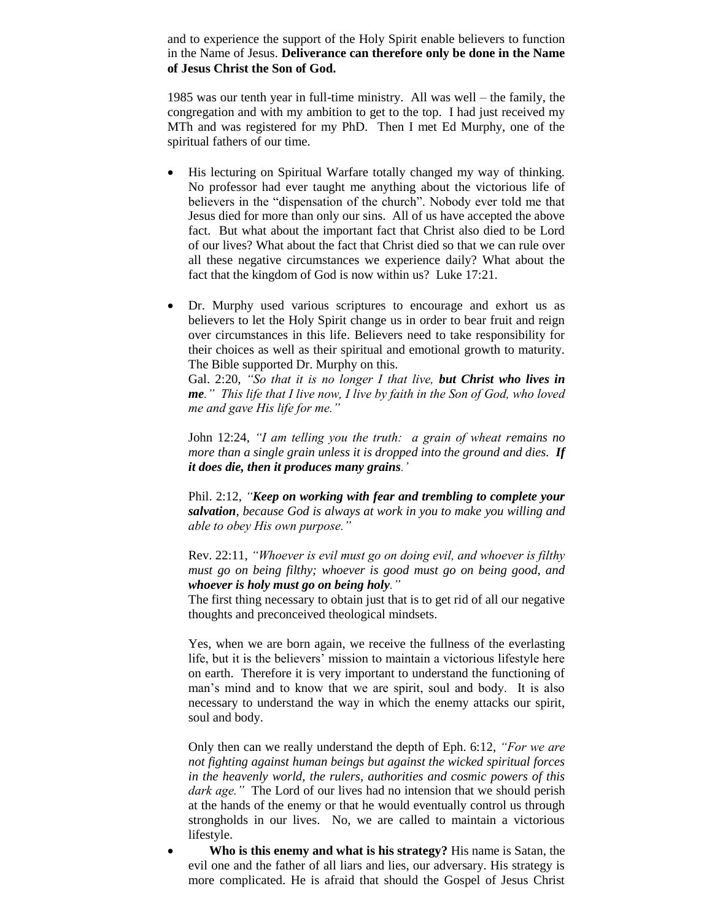and to experience the support of the Holy Spirit enable believers to function in the Name of Jesus. **Deliverance can therefore only be done in the Name of Jesus Christ the Son of God.**

1985 was our tenth year in full-time ministry. All was well – the family, the congregation and with my ambition to get to the top. I had just received my MTh and was registered for my PhD. Then I met Ed Murphy, one of the spiritual fathers of our time.

- His lecturing on Spiritual Warfare totally changed my way of thinking. No professor had ever taught me anything about the victorious life of believers in the "dispensation of the church". Nobody ever told me that Jesus died for more than only our sins. All of us have accepted the above fact. But what about the important fact that Christ also died to be Lord of our lives? What about the fact that Christ died so that we can rule over all these negative circumstances we experience daily? What about the fact that the kingdom of God is now within us? Luke 17:21.

- Dr. Murphy used various scriptures to encourage and exhort us as believers to let the Holy Spirit change us in order to bear fruit and reign over circumstances in this life. Believers need to take responsibility for their choices as well as their spiritual and emotional growth to maturity. The Bible supported Dr. Murphy on this.
  Gal. 2:20, *"So that it is no longer I that live, **but Christ who lives in me**." This life that I live now, I live by faith in the Son of God, who loved me and gave His life for me."*

  John 12:24, *"I am telling you the truth: a grain of wheat remains no more than a single grain unless it is dropped into the ground and dies. **If it does die, then it produces many grains**.'*

  Phil. 2:12, *"**Keep on working with fear and trembling to complete your salvation**, because God is always at work in you to make you willing and able to obey His own purpose."*

  Rev. 22:11, *"Whoever is evil must go on doing evil, and whoever is filthy must go on being filthy; whoever is good must go on being good, and **whoever is holy must go on being holy**."*
  The first thing necessary to obtain just that is to get rid of all our negative thoughts and preconceived theological mindsets.

  Yes, when we are born again, we receive the fullness of the everlasting life, but it is the believers' mission to maintain a victorious lifestyle here on earth. Therefore it is very important to understand the functioning of man's mind and to know that we are spirit, soul and body. It is also necessary to understand the way in which the enemy attacks our spirit, soul and body.

  Only then can we really understand the depth of Eph. 6:12, *"For we are not fighting against human beings but against the wicked spiritual forces in the heavenly world, the rulers, authorities and cosmic powers of this dark age."* The Lord of our lives had no intension that we should perish at the hands of the enemy or that he would eventually control us through strongholds in our lives. No, we are called to maintain a victorious lifestyle.

- **Who is this enemy and what is his strategy?** His name is Satan, the evil one and the father of all liars and lies, our adversary. His strategy is more complicated. He is afraid that should the Gospel of Jesus Christ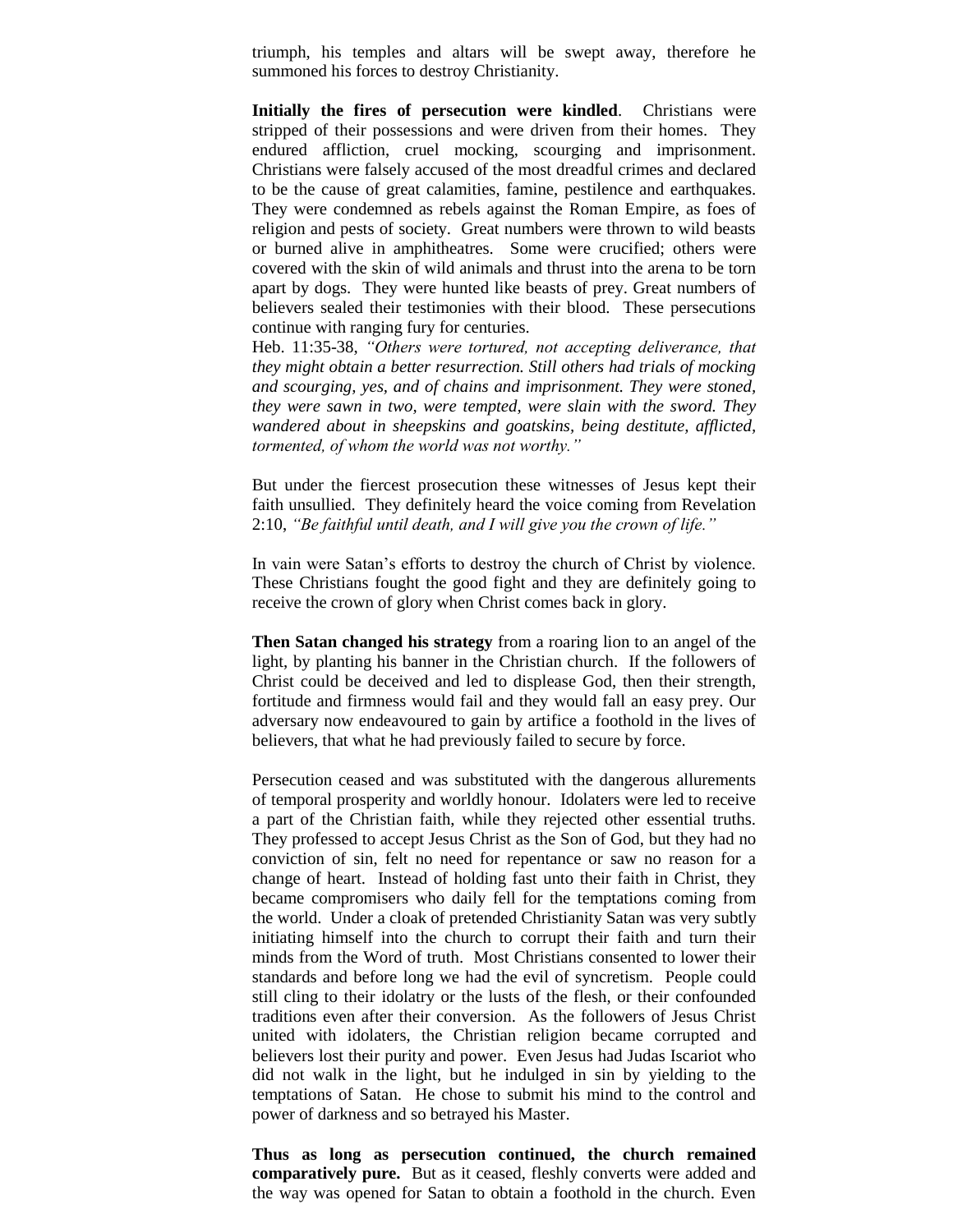triumph, his temples and altars will be swept away, therefore he summoned his forces to destroy Christianity.

**Initially the fires of persecution were kindled**. Christians were stripped of their possessions and were driven from their homes. They endured affliction, cruel mocking, scourging and imprisonment. Christians were falsely accused of the most dreadful crimes and declared to be the cause of great calamities, famine, pestilence and earthquakes. They were condemned as rebels against the Roman Empire, as foes of religion and pests of society. Great numbers were thrown to wild beasts or burned alive in amphitheatres. Some were crucified; others were covered with the skin of wild animals and thrust into the arena to be torn apart by dogs. They were hunted like beasts of prey. Great numbers of believers sealed their testimonies with their blood. These persecutions continue with ranging fury for centuries.
Heb. 11:35-38, *"Others were tortured, not accepting deliverance, that they might obtain a better resurrection. Still others had trials of mocking and scourging, yes, and of chains and imprisonment. They were stoned, they were sawn in two, were tempted, were slain with the sword. They wandered about in sheepskins and goatskins, being destitute, afflicted, tormented, of whom the world was not worthy."*

But under the fiercest prosecution these witnesses of Jesus kept their faith unsullied. They definitely heard the voice coming from Revelation 2:10, *"Be faithful until death, and I will give you the crown of life."*

In vain were Satan's efforts to destroy the church of Christ by violence. These Christians fought the good fight and they are definitely going to receive the crown of glory when Christ comes back in glory.

**Then Satan changed his strategy** from a roaring lion to an angel of the light, by planting his banner in the Christian church. If the followers of Christ could be deceived and led to displease God, then their strength, fortitude and firmness would fail and they would fall an easy prey. Our adversary now endeavoured to gain by artifice a foothold in the lives of believers, that what he had previously failed to secure by force.

Persecution ceased and was substituted with the dangerous allurements of temporal prosperity and worldly honour. Idolaters were led to receive a part of the Christian faith, while they rejected other essential truths. They professed to accept Jesus Christ as the Son of God, but they had no conviction of sin, felt no need for repentance or saw no reason for a change of heart. Instead of holding fast unto their faith in Christ, they became compromisers who daily fell for the temptations coming from the world. Under a cloak of pretended Christianity Satan was very subtly initiating himself into the church to corrupt their faith and turn their minds from the Word of truth. Most Christians consented to lower their standards and before long we had the evil of syncretism. People could still cling to their idolatry or the lusts of the flesh, or their confounded traditions even after their conversion. As the followers of Jesus Christ united with idolaters, the Christian religion became corrupted and believers lost their purity and power. Even Jesus had Judas Iscariot who did not walk in the light, but he indulged in sin by yielding to the temptations of Satan. He chose to submit his mind to the control and power of darkness and so betrayed his Master.

**Thus as long as persecution continued, the church remained comparatively pure.** But as it ceased, fleshly converts were added and the way was opened for Satan to obtain a foothold in the church. Even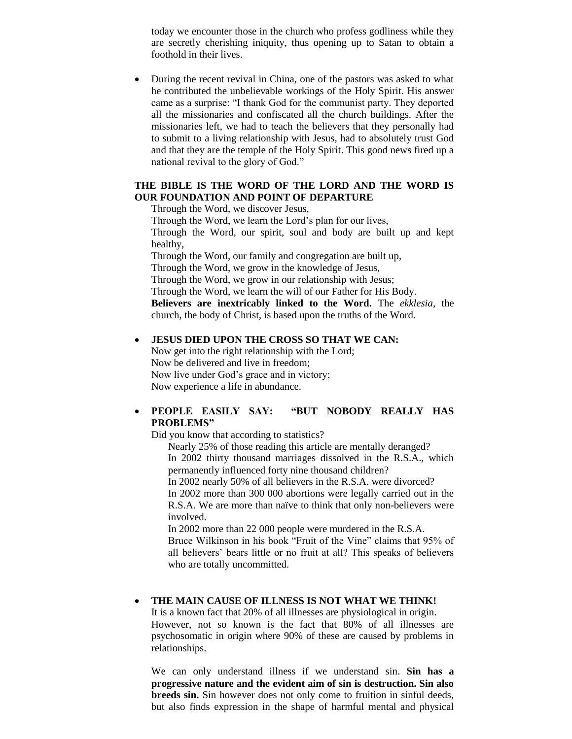today we encounter those in the church who profess godliness while they are secretly cherishing iniquity, thus opening up to Satan to obtain a foothold in their lives.

- During the recent revival in China, one of the pastors was asked to what he contributed the unbelievable workings of the Holy Spirit. His answer came as a surprise: "I thank God for the communist party. They deported all the missionaries and confiscated all the church buildings. After the missionaries left, we had to teach the believers that they personally had to submit to a living relationship with Jesus, had to absolutely trust God and that they are the temple of the Holy Spirit. This good news fired up a national revival to the glory of God."

**THE BIBLE IS THE WORD OF THE LORD AND THE WORD IS OUR FOUNDATION AND POINT OF DEPARTURE**

Through the Word, we discover Jesus,
Through the Word, we learn the Lord's plan for our lives,
Through the Word, our spirit, soul and body are built up and kept healthy,
Through the Word, our family and congregation are built up,
Through the Word, we grow in the knowledge of Jesus,
Through the Word, we grow in our relationship with Jesus;
Through the Word, we learn the will of our Father for His Body.
**Believers are inextricably linked to the Word.** The *ekklesia,* the church, the body of Christ, is based upon the truths of the Word.

- **JESUS DIED UPON THE CROSS SO THAT WE CAN:**
  Now get into the right relationship with the Lord;
  Now be delivered and live in freedom;
  Now live under God's grace and in victory;
  Now experience a life in abundance.

- **PEOPLE EASILY SAY: "BUT NOBODY REALLY HAS PROBLEMS"**
  Did you know that according to statistics?
  - Nearly 25% of those reading this article are mentally deranged?
  - In 2002 thirty thousand marriages dissolved in the R.S.A., which permanently influenced forty nine thousand children?
  - In 2002 nearly 50% of all believers in the R.S.A. were divorced?
  - In 2002 more than 300 000 abortions were legally carried out in the R.S.A. We are more than naïve to think that only non-believers were involved.
  - In 2002 more than 22 000 people were murdered in the R.S.A.
  - Bruce Wilkinson in his book "Fruit of the Vine" claims that 95% of all believers' bears little or no fruit at all? This speaks of believers who are totally uncommitted.

- **THE MAIN CAUSE OF ILLNESS IS NOT WHAT WE THINK!**
  It is a known fact that 20% of all illnesses are physiological in origin. However, not so known is the fact that 80% of all illnesses are psychosomatic in origin where 90% of these are caused by problems in relationships.

  We can only understand illness if we understand sin. **Sin has a progressive nature and the evident aim of sin is destruction. Sin also breeds sin.** Sin however does not only come to fruition in sinful deeds, but also finds expression in the shape of harmful mental and physical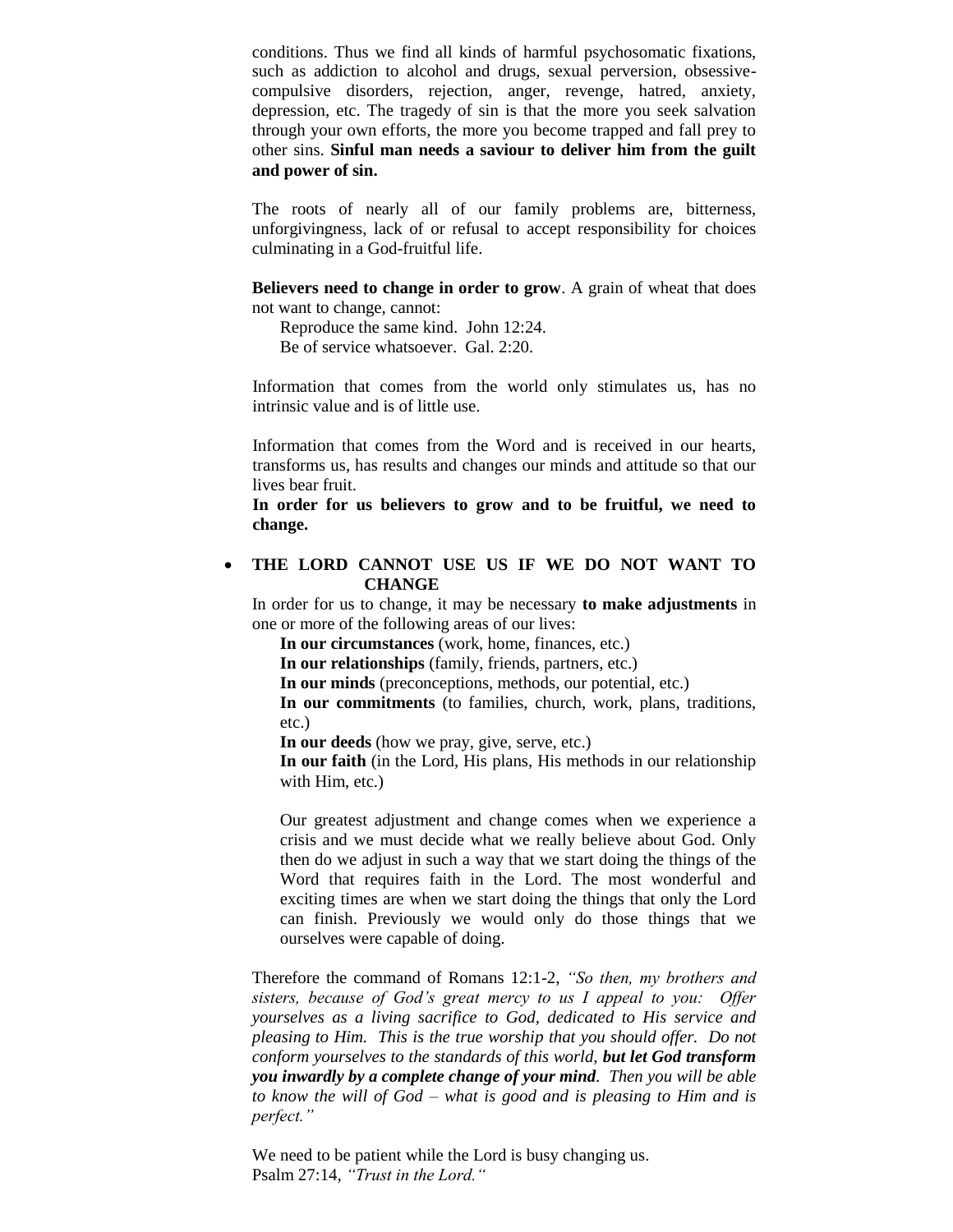conditions. Thus we find all kinds of harmful psychosomatic fixations, such as addiction to alcohol and drugs, sexual perversion, obsessive-compulsive disorders, rejection, anger, revenge, hatred, anxiety, depression, etc. The tragedy of sin is that the more you seek salvation through your own efforts, the more you become trapped and fall prey to other sins. **Sinful man needs a saviour to deliver him from the guilt and power of sin.**

The roots of nearly all of our family problems are, bitterness, unforgivingness, lack of or refusal to accept responsibility for choices culminating in a God-fruitful life.

**Believers need to change in order to grow**. A grain of wheat that does not want to change, cannot:

Reproduce the same kind. John 12:24.
Be of service whatsoever. Gal. 2:20.

Information that comes from the world only stimulates us, has no intrinsic value and is of little use.

Information that comes from the Word and is received in our hearts, transforms us, has results and changes our minds and attitude so that our lives bear fruit.
**In order for us believers to grow and to be fruitful, we need to change.**

- **THE LORD CANNOT USE US IF WE DO NOT WANT TO CHANGE**

In order for us to change, it may be necessary **to make adjustments** in one or more of the following areas of our lives:

**In our circumstances** (work, home, finances, etc.)
**In our relationships** (family, friends, partners, etc.)
**In our minds** (preconceptions, methods, our potential, etc.)
**In our commitments** (to families, church, work, plans, traditions, etc.)
**In our deeds** (how we pray, give, serve, etc.)
**In our faith** (in the Lord, His plans, His methods in our relationship with Him, etc.)

Our greatest adjustment and change comes when we experience a crisis and we must decide what we really believe about God. Only then do we adjust in such a way that we start doing the things of the Word that requires faith in the Lord. The most wonderful and exciting times are when we start doing the things that only the Lord can finish. Previously we would only do those things that we ourselves were capable of doing.

Therefore the command of Romans 12:1-2, *"So then, my brothers and sisters, because of God's great mercy to us I appeal to you: Offer yourselves as a living sacrifice to God, dedicated to His service and pleasing to Him. This is the true worship that you should offer. Do not conform yourselves to the standards of this world, **but let God transform you inwardly by a complete change of your mind**. Then you will be able to know the will of God – what is good and is pleasing to Him and is perfect."*

We need to be patient while the Lord is busy changing us.
Psalm 27:14, *"Trust in the Lord."*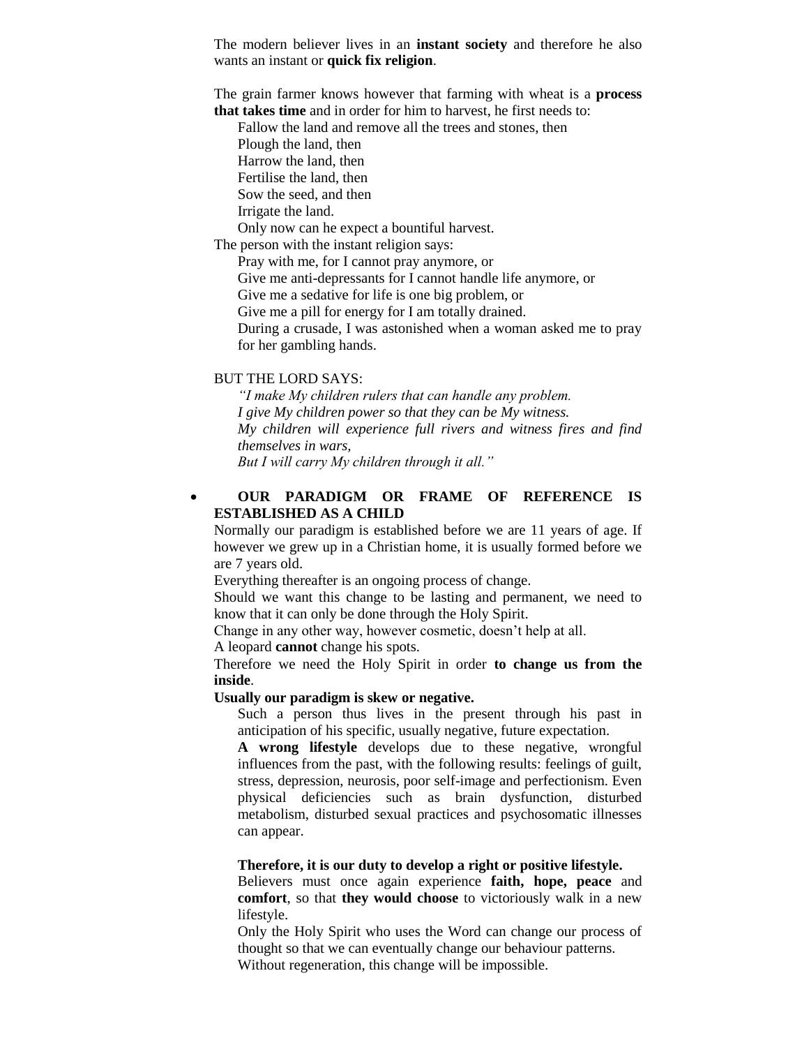The modern believer lives in an **instant society** and therefore he also wants an instant or **quick fix religion**.

The grain farmer knows however that farming with wheat is a **process that takes time** and in order for him to harvest, he first needs to:

Fallow the land and remove all the trees and stones, then
Plough the land, then
Harrow the land, then
Fertilise the land, then
Sow the seed, and then
Irrigate the land.
Only now can he expect a bountiful harvest.

The person with the instant religion says:

Pray with me, for I cannot pray anymore, or
Give me anti-depressants for I cannot handle life anymore, or
Give me a sedative for life is one big problem, or
Give me a pill for energy for I am totally drained.
During a crusade, I was astonished when a woman asked me to pray for her gambling hands.

BUT THE LORD SAYS:

*"I make My children rulers that can handle any problem.*
*I give My children power so that they can be My witness.*
*My children will experience full rivers and witness fires and find themselves in wars,*
*But I will carry My children through it all."*

- **OUR PARADIGM OR FRAME OF REFERENCE IS ESTABLISHED AS A CHILD**

  Normally our paradigm is established before we are 11 years of age. If however we grew up in a Christian home, it is usually formed before we are 7 years old.
  Everything thereafter is an ongoing process of change.
  Should we want this change to be lasting and permanent, we need to know that it can only be done through the Holy Spirit.
  Change in any other way, however cosmetic, doesn't help at all.
  A leopard **cannot** change his spots.
  Therefore we need the Holy Spirit in order **to change us from the inside**.

  **Usually our paradigm is skew or negative.**

  Such a person thus lives in the present through his past in anticipation of his specific, usually negative, future expectation.
  **A wrong lifestyle** develops due to these negative, wrongful influences from the past, with the following results: feelings of guilt, stress, depression, neurosis, poor self-image and perfectionism. Even physical deficiencies such as brain dysfunction, disturbed metabolism, disturbed sexual practices and psychosomatic illnesses can appear.

  **Therefore, it is our duty to develop a right or positive lifestyle.**
  Believers must once again experience **faith, hope, peace** and **comfort**, so that **they would choose** to victoriously walk in a new lifestyle.
  Only the Holy Spirit who uses the Word can change our process of thought so that we can eventually change our behaviour patterns.
  Without regeneration, this change will be impossible.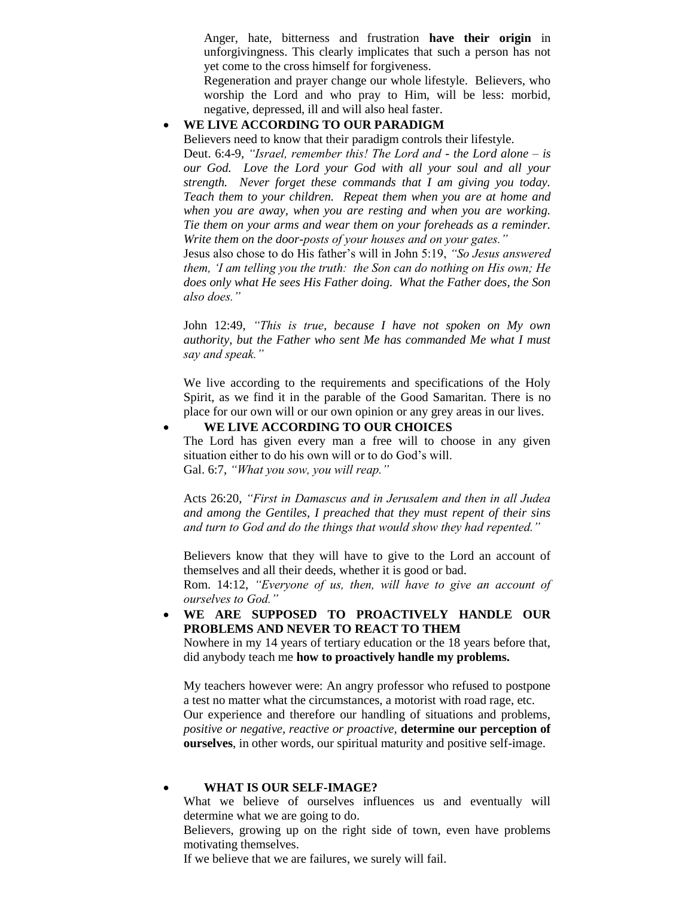Anger, hate, bitterness and frustration **have their origin** in unforgivingness. This clearly implicates that such a person has not yet come to the cross himself for forgiveness.
Regeneration and prayer change our whole lifestyle. Believers, who worship the Lord and who pray to Him, will be less: morbid, negative, depressed, ill and will also heal faster.

- **WE LIVE ACCORDING TO OUR PARADIGM**

  Believers need to know that their paradigm controls their lifestyle.
  Deut. 6:4-9, *"Israel, remember this! The Lord and - the Lord alone – is our God. Love the Lord your God with all your soul and all your strength. Never forget these commands that I am giving you today. Teach them to your children. Repeat them when you are at home and when you are away, when you are resting and when you are working. Tie them on your arms and wear them on your foreheads as a reminder. Write them on the door-posts of your houses and on your gates."*
  Jesus also chose to do His father's will in John 5:19, *"So Jesus answered them, 'I am telling you the truth: the Son can do nothing on His own; He does only what He sees His Father doing. What the Father does, the Son also does."*

  John 12:49, *"This is true, because I have not spoken on My own authority, but the Father who sent Me has commanded Me what I must say and speak."*

  We live according to the requirements and specifications of the Holy Spirit, as we find it in the parable of the Good Samaritan. There is no place for our own will or our own opinion or any grey areas in our lives.

- **WE LIVE ACCORDING TO OUR CHOICES**

  The Lord has given every man a free will to choose in any given situation either to do his own will or to do God's will.
  Gal. 6:7, *"What you sow, you will reap."*

  Acts 26:20, *"First in Damascus and in Jerusalem and then in all Judea and among the Gentiles, I preached that they must repent of their sins and turn to God and do the things that would show they had repented."*

  Believers know that they will have to give to the Lord an account of themselves and all their deeds, whether it is good or bad.
  Rom. 14:12, *"Everyone of us, then, will have to give an account of ourselves to God."*

- **WE ARE SUPPOSED TO PROACTIVELY HANDLE OUR PROBLEMS AND NEVER TO REACT TO THEM**

  Nowhere in my 14 years of tertiary education or the 18 years before that, did anybody teach me **how to proactively handle my problems.**

  My teachers however were: An angry professor who refused to postpone a test no matter what the circumstances, a motorist with road rage, etc.
  Our experience and therefore our handling of situations and problems, *positive or negative, reactive or proactive,* **determine our perception of ourselves**, in other words, our spiritual maturity and positive self-image.

- **WHAT IS OUR SELF-IMAGE?**

  What we believe of ourselves influences us and eventually will determine what we are going to do.
  Believers, growing up on the right side of town, even have problems motivating themselves.
  If we believe that we are failures, we surely will fail.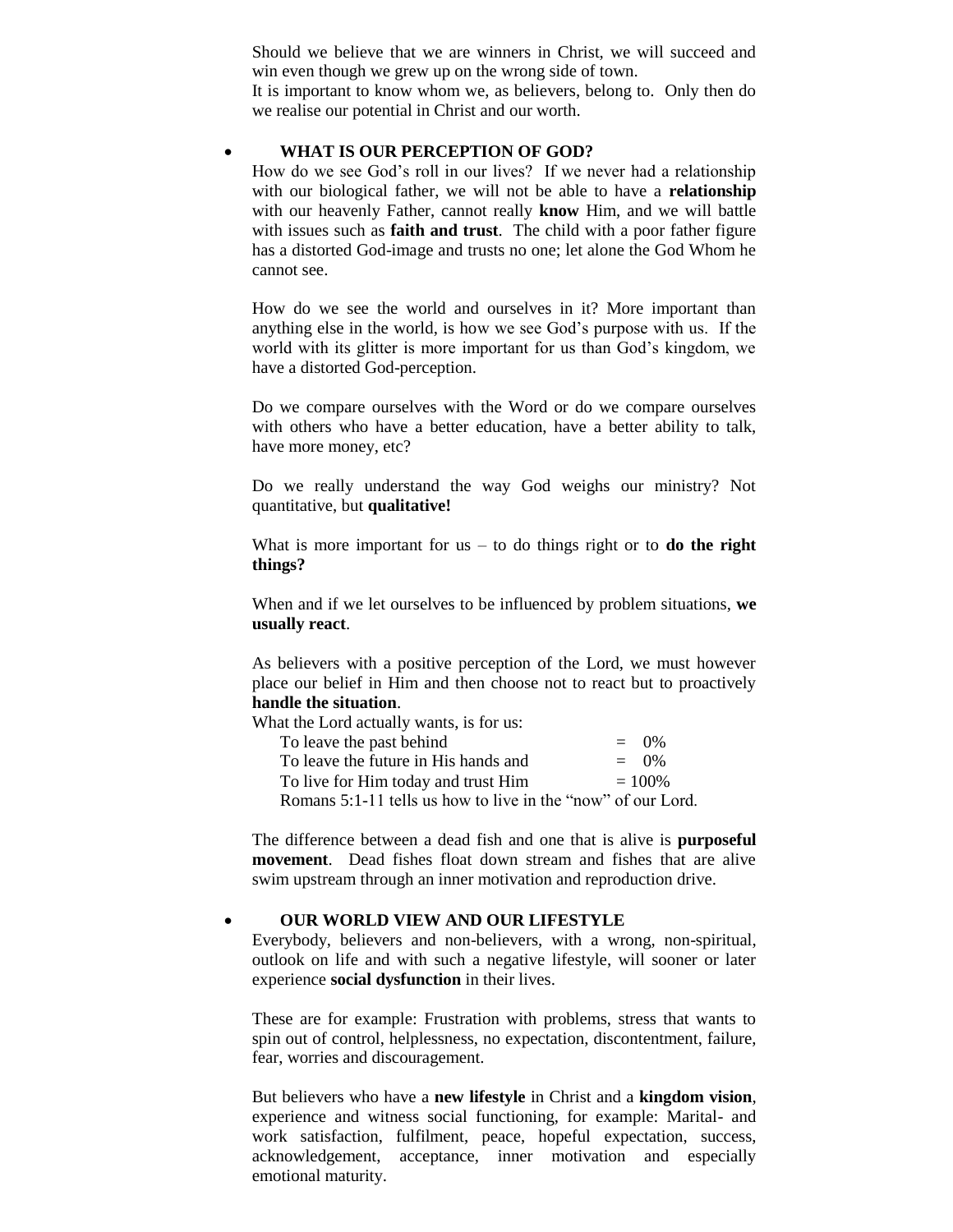Should we believe that we are winners in Christ, we will succeed and win even though we grew up on the wrong side of town.
It is important to know whom we, as believers, belong to. Only then do we realise our potential in Christ and our worth.

- **WHAT IS OUR PERCEPTION OF GOD?**

How do we see God's roll in our lives? If we never had a relationship with our biological father, we will not be able to have a **relationship** with our heavenly Father, cannot really **know** Him, and we will battle with issues such as **faith and trust**. The child with a poor father figure has a distorted God-image and trusts no one; let alone the God Whom he cannot see.

How do we see the world and ourselves in it? More important than anything else in the world, is how we see God's purpose with us. If the world with its glitter is more important for us than God's kingdom, we have a distorted God-perception.

Do we compare ourselves with the Word or do we compare ourselves with others who have a better education, have a better ability to talk, have more money, etc?

Do we really understand the way God weighs our ministry? Not quantitative, but **qualitative!**

What is more important for us – to do things right or to **do the right things?**

When and if we let ourselves to be influenced by problem situations, **we usually react**.

As believers with a positive perception of the Lord, we must however place our belief in Him and then choose not to react but to proactively **handle the situation**.

What the Lord actually wants, is for us:

| | |
|---|---|
| To leave the past behind | = 0% |
| To leave the future in His hands and | = 0% |
| To live for Him today and trust Him | = 100% |

Romans 5:1-11 tells us how to live in the "now" of our Lord.

The difference between a dead fish and one that is alive is **purposeful movement**. Dead fishes float down stream and fishes that are alive swim upstream through an inner motivation and reproduction drive.

- **OUR WORLD VIEW AND OUR LIFESTYLE**

Everybody, believers and non-believers, with a wrong, non-spiritual, outlook on life and with such a negative lifestyle, will sooner or later experience **social dysfunction** in their lives.

These are for example: Frustration with problems, stress that wants to spin out of control, helplessness, no expectation, discontentment, failure, fear, worries and discouragement.

But believers who have a **new lifestyle** in Christ and a **kingdom vision**, experience and witness social functioning, for example: Marital- and work satisfaction, fulfilment, peace, hopeful expectation, success, acknowledgement, acceptance, inner motivation and especially emotional maturity.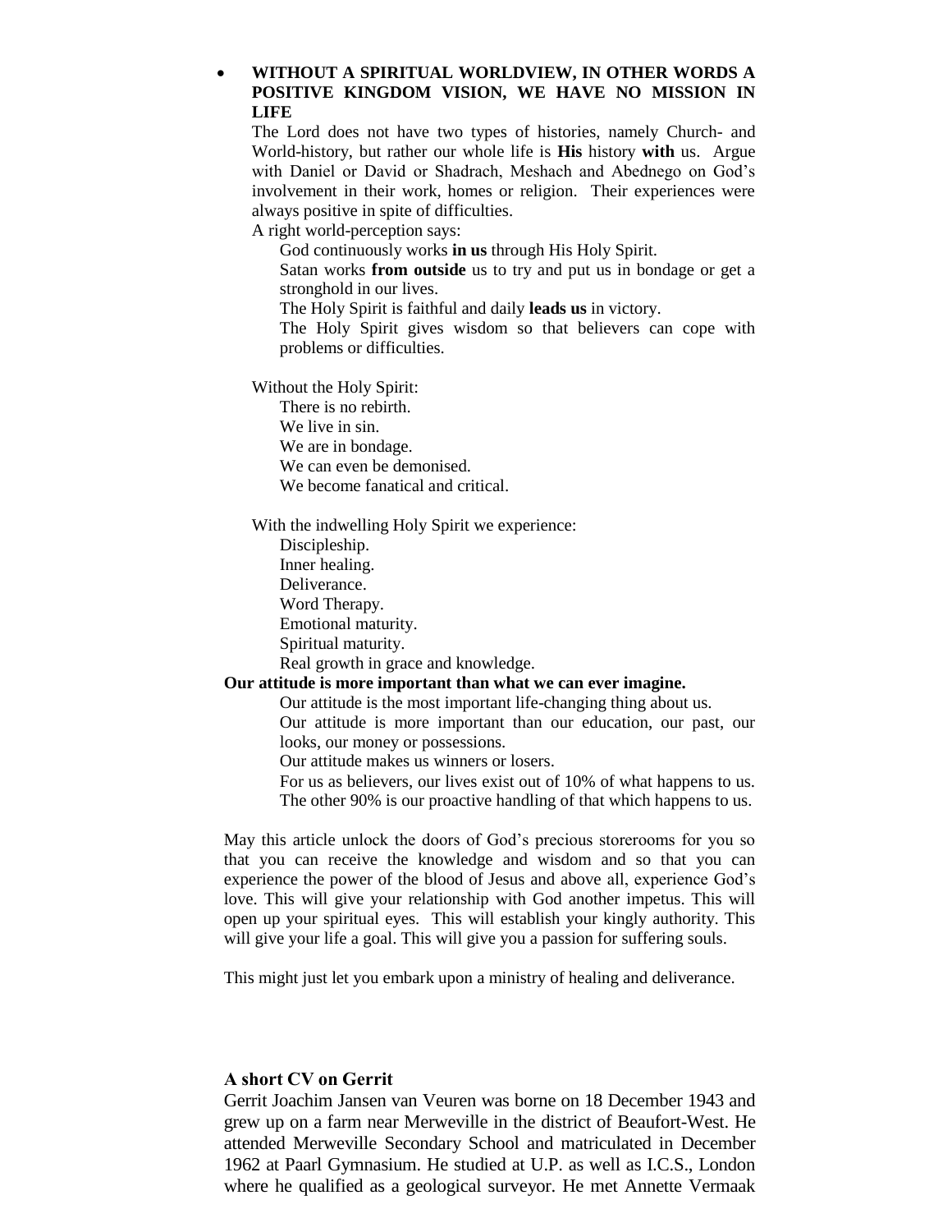- **WITHOUT A SPIRITUAL WORLDVIEW, IN OTHER WORDS A POSITIVE KINGDOM VISION, WE HAVE NO MISSION IN LIFE**

  The Lord does not have two types of histories, namely Church- and World-history, but rather our whole life is **His** history **with** us. Argue with Daniel or David or Shadrach, Meshach and Abednego on God's involvement in their work, homes or religion. Their experiences were always positive in spite of difficulties.

  A right world-perception says:

  God continuously works **in us** through His Holy Spirit.
  Satan works **from outside** us to try and put us in bondage or get a stronghold in our lives.
  The Holy Spirit is faithful and daily **leads us** in victory.
  The Holy Spirit gives wisdom so that believers can cope with problems or difficulties.

  Without the Holy Spirit:

  There is no rebirth.
  We live in sin.
  We are in bondage.
  We can even be demonised.
  We become fanatical and critical.

  With the indwelling Holy Spirit we experience:

  Discipleship.
  Inner healing.
  Deliverance.
  Word Therapy.
  Emotional maturity.
  Spiritual maturity.
  Real growth in grace and knowledge.

**Our attitude is more important than what we can ever imagine.**

Our attitude is the most important life-changing thing about us.
Our attitude is more important than our education, our past, our looks, our money or possessions.
Our attitude makes us winners or losers.
For us as believers, our lives exist out of 10% of what happens to us. The other 90% is our proactive handling of that which happens to us.

May this article unlock the doors of God's precious storerooms for you so that you can receive the knowledge and wisdom and so that you can experience the power of the blood of Jesus and above all, experience God's love. This will give your relationship with God another impetus. This will open up your spiritual eyes. This will establish your kingly authority. This will give your life a goal. This will give you a passion for suffering souls.

This might just let you embark upon a ministry of healing and deliverance.

**A short CV on Gerrit**

Gerrit Joachim Jansen van Veuren was borne on 18 December 1943 and grew up on a farm near Merweville in the district of Beaufort-West. He attended Merweville Secondary School and matriculated in December 1962 at Paarl Gymnasium. He studied at U.P. as well as I.C.S., London where he qualified as a geological surveyor. He met Annette Vermaak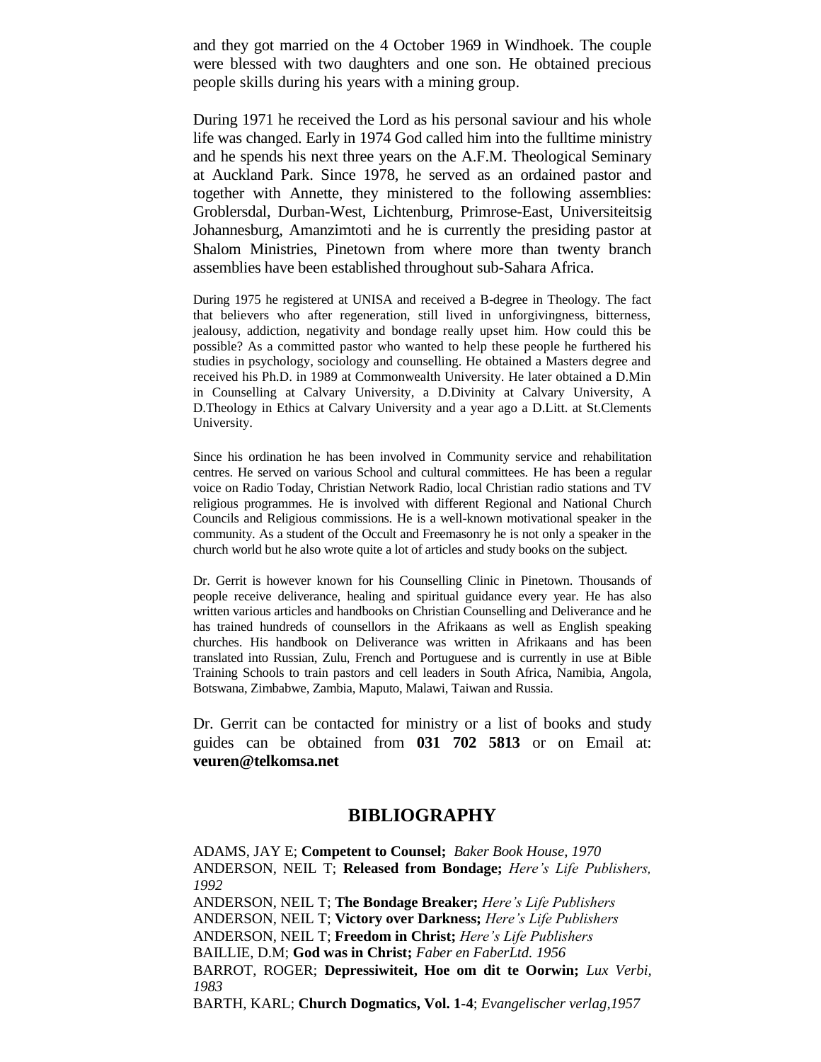and they got married on the 4 October 1969 in Windhoek. The couple were blessed with two daughters and one son. He obtained precious people skills during his years with a mining group.

During 1971 he received the Lord as his personal saviour and his whole life was changed. Early in 1974 God called him into the fulltime ministry and he spends his next three years on the A.F.M. Theological Seminary at Auckland Park. Since 1978, he served as an ordained pastor and together with Annette, they ministered to the following assemblies: Groblersdal, Durban-West, Lichtenburg, Primrose-East, Universiteitsig Johannesburg, Amanzimtoti and he is currently the presiding pastor at Shalom Ministries, Pinetown from where more than twenty branch assemblies have been established throughout sub-Sahara Africa.

During 1975 he registered at UNISA and received a B-degree in Theology. The fact that believers who after regeneration, still lived in unforgivingness, bitterness, jealousy, addiction, negativity and bondage really upset him. How could this be possible? As a committed pastor who wanted to help these people he furthered his studies in psychology, sociology and counselling. He obtained a Masters degree and received his Ph.D. in 1989 at Commonwealth University. He later obtained a D.Min in Counselling at Calvary University, a D.Divinity at Calvary University, A D.Theology in Ethics at Calvary University and a year ago a D.Litt. at St.Clements University.

Since his ordination he has been involved in Community service and rehabilitation centres. He served on various School and cultural committees. He has been a regular voice on Radio Today, Christian Network Radio, local Christian radio stations and TV religious programmes. He is involved with different Regional and National Church Councils and Religious commissions. He is a well-known motivational speaker in the community. As a student of the Occult and Freemasonry he is not only a speaker in the church world but he also wrote quite a lot of articles and study books on the subject.

Dr. Gerrit is however known for his Counselling Clinic in Pinetown. Thousands of people receive deliverance, healing and spiritual guidance every year. He has also written various articles and handbooks on Christian Counselling and Deliverance and he has trained hundreds of counsellors in the Afrikaans as well as English speaking churches. His handbook on Deliverance was written in Afrikaans and has been translated into Russian, Zulu, French and Portuguese and is currently in use at Bible Training Schools to train pastors and cell leaders in South Africa, Namibia, Angola, Botswana, Zimbabwe, Zambia, Maputo, Malawi, Taiwan and Russia.

Dr. Gerrit can be contacted for ministry or a list of books and study guides can be obtained from **031 702 5813** or on Email at: **veuren@telkomsa.net**

## BIBLIOGRAPHY

ADAMS, JAY E; **Competent to Counsel;** *Baker Book House, 1970*
ANDERSON, NEIL T; **Released from Bondage;** *Here's Life Publishers, 1992*
ANDERSON, NEIL T; **The Bondage Breaker;** *Here's Life Publishers*
ANDERSON, NEIL T; **Victory over Darkness;** *Here's Life Publishers*
ANDERSON, NEIL T; **Freedom in Christ;** *Here's Life Publishers*
BAILLIE, D.M; **God was in Christ;** *Faber en FaberLtd. 1956*
BARROT, ROGER; **Depressiwiteit, Hoe om dit te Oorwin;** *Lux Verbi, 1983*
BARTH, KARL; **Church Dogmatics, Vol. 1-4**; *Evangelischer verlag,1957*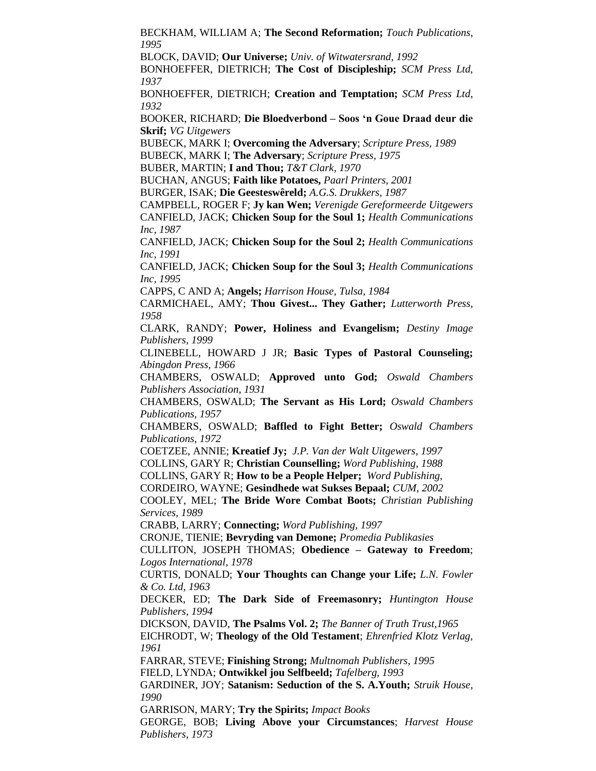BECKHAM, WILLIAM A; **The Second Reformation;** *Touch Publications, 1995*

BLOCK, DAVID; **Our Universe;** *Univ. of Witwatersrand, 1992*

BONHOEFFER, DIETRICH; **The Cost of Discipleship;** *SCM Press Ltd, 1937*

BONHOEFFER, DIETRICH; **Creation and Temptation;** *SCM Press Ltd, 1932*

BOOKER, RICHARD; **Die Bloedverbond – Soos 'n Goue Draad deur die Skrif;** *VG Uitgewers*

BUBECK, MARK I; **Overcoming the Adversary**; *Scripture Press, 1989*

BUBECK, MARK I; **The Adversary**; *Scripture Press, 1975*

BUBER, MARTIN; **I and Thou;** *T&T Clark, 1970*

BUCHAN, ANGUS; **Faith like Potatoes,** *Paarl Printers, 2001*

BURGER, ISAK; **Die Geesteswêreld;** *A.G.S. Drukkers, 1987*

CAMPBELL, ROGER F; **Jy kan Wen;** *Verenigde Gereformeerde Uitgewers*

CANFIELD, JACK; **Chicken Soup for the Soul 1;** *Health Communications Inc, 1987*

CANFIELD, JACK; **Chicken Soup for the Soul 2;** *Health Communications Inc, 1991*

CANFIELD, JACK; **Chicken Soup for the Soul 3;** *Health Communications Inc, 1995*

CAPPS, C AND A; **Angels;** *Harrison House, Tulsa, 1984*

CARMICHAEL, AMY; **Thou Givest... They Gather;** *Lutterworth Press, 1958*

CLARK, RANDY; **Power, Holiness and Evangelism;** *Destiny Image Publishers, 1999*

CLINEBELL, HOWARD J JR; **Basic Types of Pastoral Counseling;** *Abingdon Press, 1966*

CHAMBERS, OSWALD; **Approved unto God;** *Oswald Chambers Publishers Association, 1931*

CHAMBERS, OSWALD; **The Servant as His Lord;** *Oswald Chambers Publications, 1957*

CHAMBERS, OSWALD; **Baffled to Fight Better;** *Oswald Chambers Publications, 1972*

COETZEE, ANNIE; **Kreatief Jy;** *J.P. Van der Walt Uitgewers, 1997*

COLLINS, GARY R; **Christian Counselling;** *Word Publishing, 1988*

COLLINS, GARY R; **How to be a People Helper;** *Word Publishing,*

CORDEIRO, WAYNE; **Gesindhede wat Sukses Bepaal;** *CUM, 2002*

COOLEY, MEL; **The Bride Wore Combat Boots;** *Christian Publishing Services, 1989*

CRABB, LARRY; **Connecting;** *Word Publishing, 1997*

CRONJE, TIENIE; **Bevryding van Demone;** *Promedia Publikasies*

CULLITON, JOSEPH THOMAS; **Obedience – Gateway to Freedom**; *Logos International, 1978*

CURTIS, DONALD; **Your Thoughts can Change your Life;** *L.N. Fowler & Co. Ltd, 1963*

DECKER, ED; **The Dark Side of Freemasonry;** *Huntington House Publishers, 1994*

DICKSON, DAVID, **The Psalms Vol. 2;** *The Banner of Truth Trust,1965*

EICHRODT, W; **Theology of the Old Testament**; *Ehrenfried Klotz Verlag, 1961*

FARRAR, STEVE; **Finishing Strong;** *Multnomah Publishers, 1995*

FIELD, LYNDA; **Ontwikkel jou Selfbeeld;** *Tafelberg, 1993*

GARDINER, JOY; **Satanism: Seduction of the S. A.Youth;** *Struik House, 1990*

GARRISON, MARY; **Try the Spirits;** *Impact Books*

GEORGE, BOB; **Living Above your Circumstances**; *Harvest House Publishers, 1973*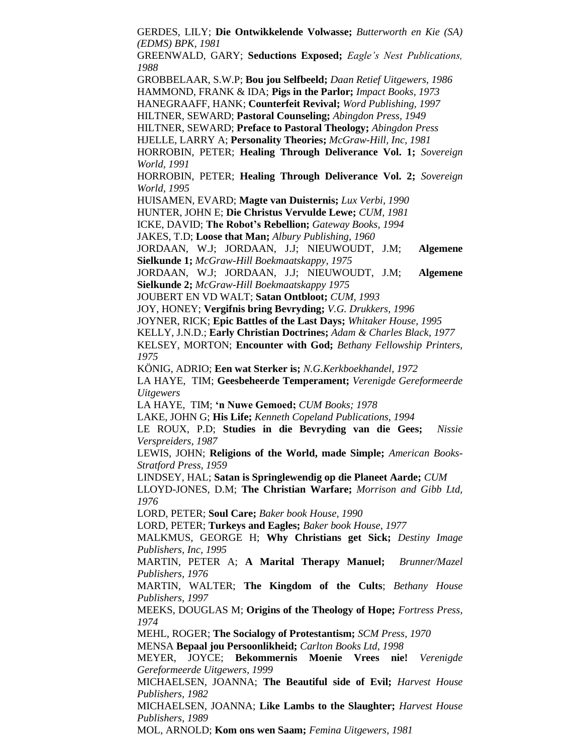GERDES, LILY; **Die Ontwikkelende Volwasse;** *Butterworth en Kie (SA) (EDMS) BPK, 1981*

GREENWALD, GARY; **Seductions Exposed;** *Eagle's Nest Publications, 1988*

GROBBELAAR, S.W.P; **Bou jou Selfbeeld;** *Daan Retief Uitgewers, 1986*

HAMMOND, FRANK & IDA; **Pigs in the Parlor;** *Impact Books, 1973*

HANEGRAAFF, HANK; **Counterfeit Revival;** *Word Publishing, 1997*

HILTNER, SEWARD; **Pastoral Counseling;** *Abingdon Press, 1949*

HILTNER, SEWARD; **Preface to Pastoral Theology;** *Abingdon Press*

HJELLE, LARRY A; **Personality Theories;** *McGraw-Hill, Inc, 1981*

HORROBIN, PETER; **Healing Through Deliverance Vol. 1;** *Sovereign World, 1991*

HORROBIN, PETER; **Healing Through Deliverance Vol. 2;** *Sovereign World, 1995*

HUISAMEN, EVARD; **Magte van Duisternis;** *Lux Verbi, 1990*

HUNTER, JOHN E; **Die Christus Vervulde Lewe;** *CUM, 1981*

ICKE, DAVID; **The Robot's Rebellion;** *Gateway Books, 1994*

JAKES, T.D; **Loose that Man;** *Albury Publishing, 1960*

JORDAAN, W.J; JORDAAN, J.J; NIEUWOUDT, J.M; **Algemene Sielkunde 1;** *McGraw-Hill Boekmaatskappy, 1975*

JORDAAN, W.J; JORDAAN, J.J; NIEUWOUDT, J.M; **Algemene Sielkunde 2;** *McGraw-Hill Boekmaatskappy 1975*

JOUBERT EN VD WALT; **Satan Ontbloot;** *CUM, 1993*

JOY, HONEY; **Vergifnis bring Bevryding;** *V.G. Drukkers, 1996*

JOYNER, RICK; **Epic Battles of the Last Days;** *Whitaker House, 1995*

KELLY, J.N.D.; **Early Christian Doctrines;** *Adam & Charles Black, 1977*

KELSEY, MORTON; **Encounter with God;** *Bethany Fellowship Printers, 1975*

KÖNIG, ADRIO; **Een wat Sterker is;** *N.G.Kerkboekhandel, 1972*

LA HAYE, TIM; **Geesbeheerde Temperament;** *Verenigde Gereformeerde Uitgewers*

LA HAYE, TIM; **'n Nuwe Gemoed;** *CUM Books; 1978*

LAKE, JOHN G; **His Life;** *Kenneth Copeland Publications, 1994*

LE ROUX, P.D; **Studies in die Bevryding van die Gees;** *Nissie Verspreiders, 1987*

LEWIS, JOHN; **Religions of the World, made Simple;** *American Books-Stratford Press, 1959*

LINDSEY, HAL; **Satan is Springlewendig op die Planeet Aarde;** *CUM*

LLOYD-JONES, D.M; **The Christian Warfare;** *Morrison and Gibb Ltd, 1976*

LORD, PETER; **Soul Care;** *Baker book House, 1990*

LORD, PETER; **Turkeys and Eagles;** *Baker book House, 1977*

MALKMUS, GEORGE H; **Why Christians get Sick;** *Destiny Image Publishers, Inc, 1995*

MARTIN, PETER A; **A Marital Therapy Manuel;** *Brunner/Mazel Publishers, 1976*

MARTIN, WALTER; **The Kingdom of the Cults**; *Bethany House Publishers, 1997*

MEEKS, DOUGLAS M; **Origins of the Theology of Hope;** *Fortress Press, 1974*

MEHL, ROGER; **The Socialogy of Protestantism;** *SCM Press, 1970*

MENSA **Bepaal jou Persoonlikheid;** *Carlton Books Ltd, 1998*

MEYER, JOYCE; **Bekommernis Moenie Vrees nie!** *Verenigde Gereformeerde Uitgewers, 1999*

MICHAELSEN, JOANNA; **The Beautiful side of Evil;** *Harvest House Publishers, 1982*

MICHAELSEN, JOANNA; **Like Lambs to the Slaughter;** *Harvest House Publishers, 1989*

MOL, ARNOLD; **Kom ons wen Saam;** *Femina Uitgewers, 1981*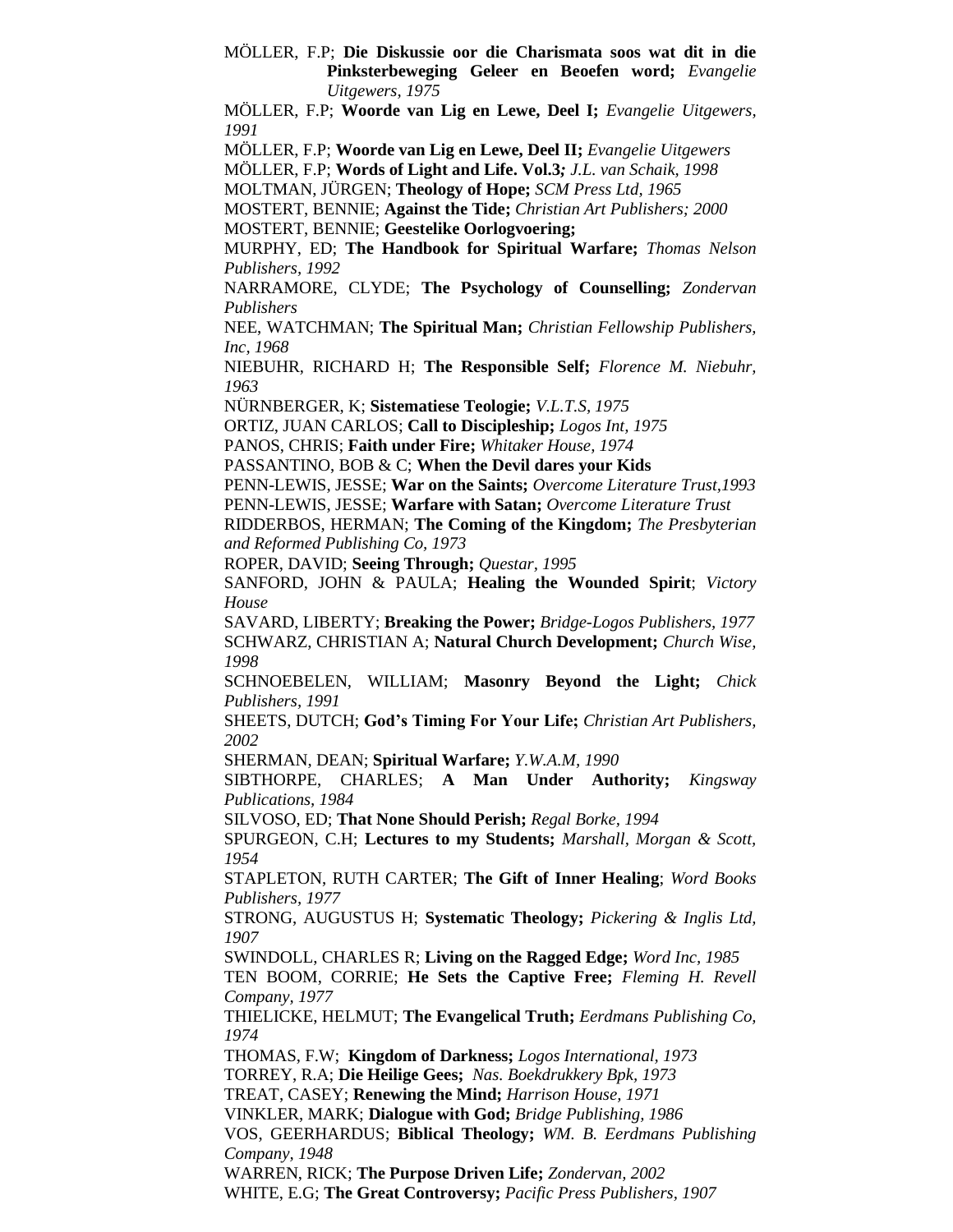MÖLLER, F.P; **Die Diskussie oor die Charismata soos wat dit in die Pinksterbeweging Geleer en Beoefen word;** *Evangelie Uitgewers, 1975*

MÖLLER, F.P; **Woorde van Lig en Lewe, Deel I;** *Evangelie Uitgewers, 1991*

MÖLLER, F.P; **Woorde van Lig en Lewe, Deel II;** *Evangelie Uitgewers*

MÖLLER, F.P; **Words of Light and Life. Vol.3;** *J.L. van Schaik, 1998*

MOLTMAN, JÜRGEN; **Theology of Hope;** *SCM Press Ltd, 1965*

MOSTERT, BENNIE; **Against the Tide;** *Christian Art Publishers; 2000*

MOSTERT, BENNIE; **Geestelike Oorlogvoering;**

MURPHY, ED; **The Handbook for Spiritual Warfare;** *Thomas Nelson Publishers, 1992*

NARRAMORE, CLYDE; **The Psychology of Counselling;** *Zondervan Publishers*

NEE, WATCHMAN; **The Spiritual Man;** *Christian Fellowship Publishers, Inc, 1968*

NIEBUHR, RICHARD H; **The Responsible Self;** *Florence M. Niebuhr, 1963*

NÜRNBERGER, K; **Sistematiese Teologie;** *V.L.T.S, 1975*

ORTIZ, JUAN CARLOS; **Call to Discipleship;** *Logos Int, 1975*

PANOS, CHRIS; **Faith under Fire;** *Whitaker House, 1974*

PASSANTINO, BOB & C; **When the Devil dares your Kids**

PENN-LEWIS, JESSE; **War on the Saints;** *Overcome Literature Trust,1993*

PENN-LEWIS, JESSE; **Warfare with Satan;** *Overcome Literature Trust*

RIDDERBOS, HERMAN; **The Coming of the Kingdom;** *The Presbyterian and Reformed Publishing Co, 1973*

ROPER, DAVID; **Seeing Through;** *Questar, 1995*

SANFORD, JOHN & PAULA; **Healing the Wounded Spirit**; *Victory House*

SAVARD, LIBERTY; **Breaking the Power;** *Bridge-Logos Publishers, 1977*

SCHWARZ, CHRISTIAN A; **Natural Church Development;** *Church Wise, 1998*

SCHNOEBELEN, WILLIAM; **Masonry Beyond the Light;** *Chick Publishers, 1991*

SHEETS, DUTCH; **God's Timing For Your Life;** *Christian Art Publishers, 2002*

SHERMAN, DEAN; **Spiritual Warfare;** *Y.W.A.M, 1990*

SIBTHORPE, CHARLES; **A Man Under Authority;** *Kingsway Publications, 1984*

SILVOSO, ED; **That None Should Perish;** *Regal Borke, 1994*

SPURGEON, C.H; **Lectures to my Students;** *Marshall, Morgan & Scott, 1954*

STAPLETON, RUTH CARTER; **The Gift of Inner Healing**; *Word Books Publishers, 1977*

STRONG, AUGUSTUS H; **Systematic Theology;** *Pickering & Inglis Ltd, 1907*

SWINDOLL, CHARLES R; **Living on the Ragged Edge;** *Word Inc, 1985*

TEN BOOM, CORRIE; **He Sets the Captive Free;** *Fleming H. Revell Company, 1977*

THIELICKE, HELMUT; **The Evangelical Truth;** *Eerdmans Publishing Co, 1974*

THOMAS, F.W; **Kingdom of Darkness;** *Logos International, 1973*

TORREY, R.A; **Die Heilige Gees;** *Nas. Boekdrukkery Bpk, 1973*

TREAT, CASEY; **Renewing the Mind;** *Harrison House, 1971*

VINKLER, MARK; **Dialogue with God;** *Bridge Publishing, 1986*

VOS, GEERHARDUS; **Biblical Theology;** *WM. B. Eerdmans Publishing Company, 1948*

WARREN, RICK; **The Purpose Driven Life;** *Zondervan, 2002*

WHITE, E.G; **The Great Controversy;** *Pacific Press Publishers, 1907*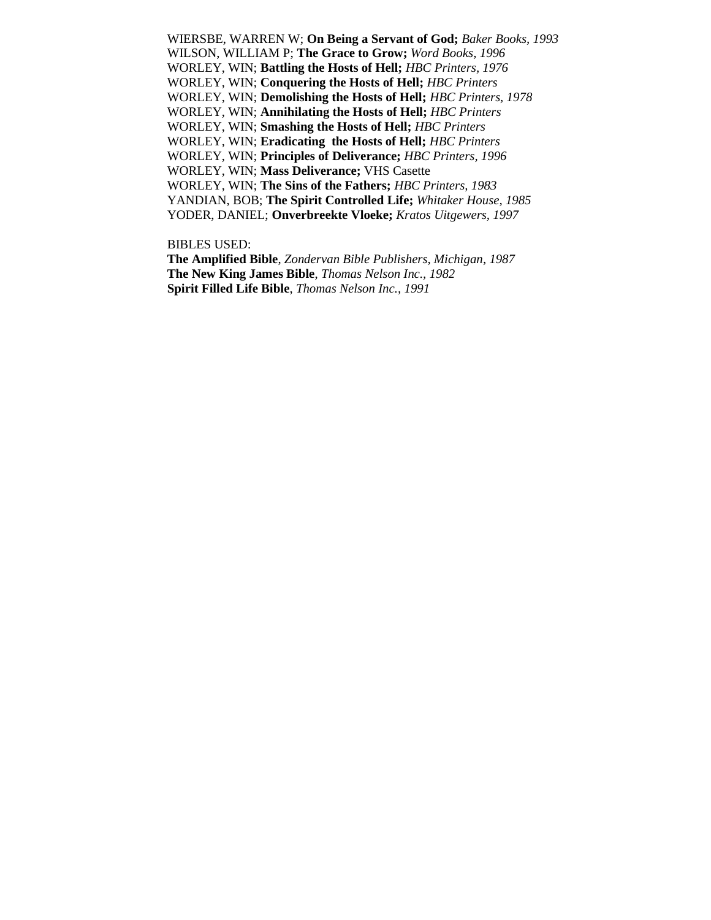WIERSBE, WARREN W; **On Being a Servant of God;** *Baker Books, 1993*
WILSON, WILLIAM P; **The Grace to Grow;** *Word Books, 1996*
WORLEY, WIN; **Battling the Hosts of Hell;** *HBC Printers, 1976*
WORLEY, WIN; **Conquering the Hosts of Hell;** *HBC Printers*
WORLEY, WIN; **Demolishing the Hosts of Hell;** *HBC Printers, 1978*
WORLEY, WIN; **Annihilating the Hosts of Hell;** *HBC Printers*
WORLEY, WIN; **Smashing the Hosts of Hell;** *HBC Printers*
WORLEY, WIN; **Eradicating the Hosts of Hell;** *HBC Printers*
WORLEY, WIN; **Principles of Deliverance;** *HBC Printers, 1996*
WORLEY, WIN; **Mass Deliverance;** VHS Casette
WORLEY, WIN; **The Sins of the Fathers;** *HBC Printers, 1983*
YANDIAN, BOB; **The Spirit Controlled Life;** *Whitaker House, 1985*
YODER, DANIEL; **Onverbreekte Vloeke;** *Kratos Uitgewers, 1997*

BIBLES USED:
**The Amplified Bible**, *Zondervan Bible Publishers, Michigan, 1987*
**The New King James Bible**, *Thomas Nelson Inc., 1982*
**Spirit Filled Life Bible**, *Thomas Nelson Inc., 1991*